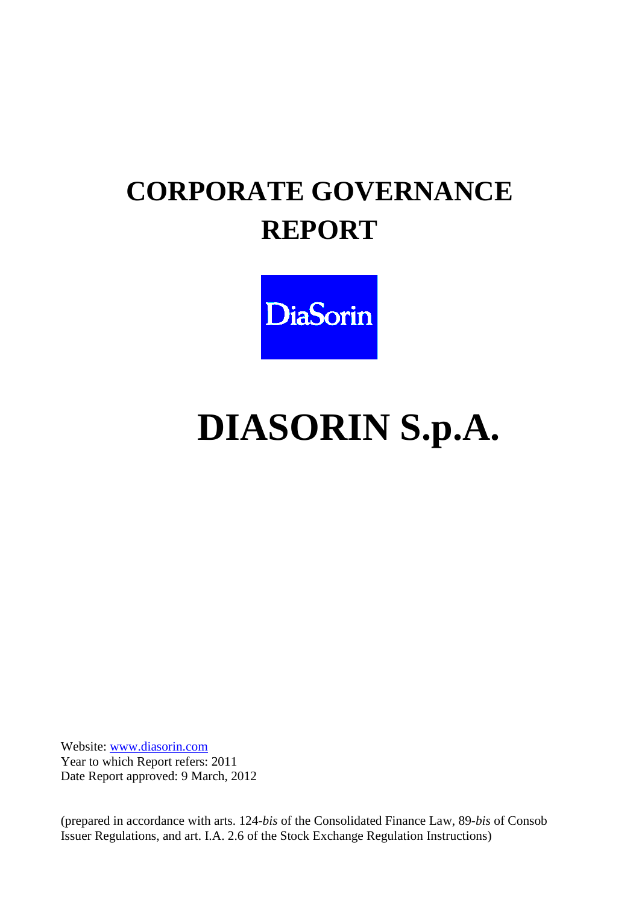# CORPORATE GOVERNANCE REPORT

DiaSorin

# DIASORIN S.p.A.

Website: [www.diasorin.com](http://www.diasorin.com)
Year to which Report refers: 2011
Date Report approved: 9 March, 2012

(prepared in accordance with arts. 124-*bis* of the Consolidated Finance Law, 89-*bis* of Consob Issuer Regulations, and art. I.A. 2.6 of the Stock Exchange Regulation Instructions)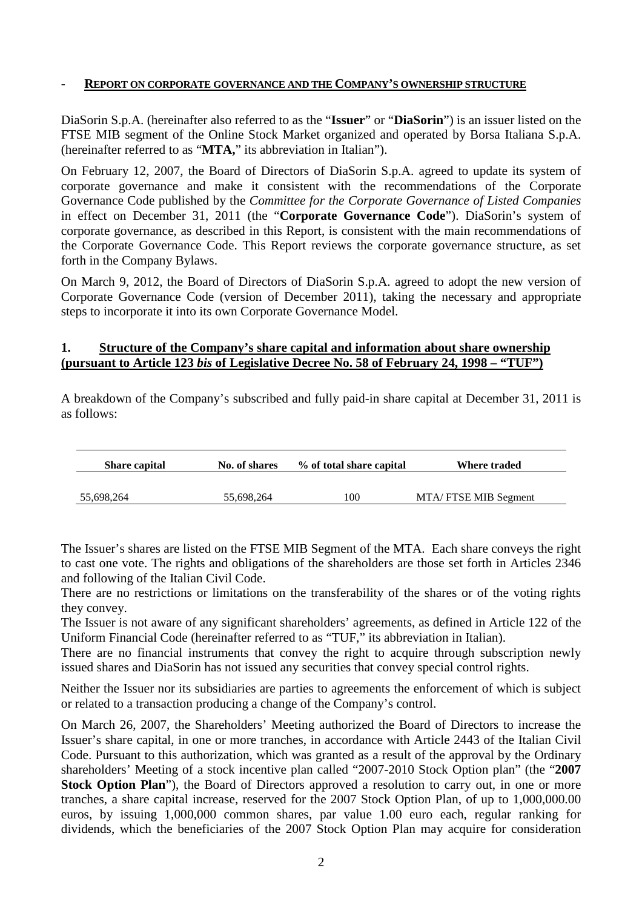## - REPORT ON CORPORATE GOVERNANCE AND THE COMPANY'S OWNERSHIP STRUCTURE

DiaSorin S.p.A. (hereinafter also referred to as the "**Issuer**" or "**DiaSorin**") is an issuer listed on the FTSE MIB segment of the Online Stock Market organized and operated by Borsa Italiana S.p.A. (hereinafter referred to as "**MTA,**" its abbreviation in Italian").

On February 12, 2007, the Board of Directors of DiaSorin S.p.A. agreed to update its system of corporate governance and make it consistent with the recommendations of the Corporate Governance Code published by the *Committee for the Corporate Governance of Listed Companies* in effect on December 31, 2011 (the "**Corporate Governance Code**"). DiaSorin's system of corporate governance, as described in this Report, is consistent with the main recommendations of the Corporate Governance Code. This Report reviews the corporate governance structure, as set forth in the Company Bylaws.

On March 9, 2012, the Board of Directors of DiaSorin S.p.A. agreed to adopt the new version of Corporate Governance Code (version of December 2011), taking the necessary and appropriate steps to incorporate it into its own Corporate Governance Model.

### 1. Structure of the Company's share capital and information about share ownership (pursuant to Article 123 *bis* of Legislative Decree No. 58 of February 24, 1998 – "TUF")

A breakdown of the Company's subscribed and fully paid-in share capital at December 31, 2011 is as follows:

| Share capital | No. of shares | % of total share capital | Where traded |
|---|---|---|---|
| 55,698,264 | 55,698,264 | 100 | MTA/ FTSE MIB Segment |

The Issuer's shares are listed on the FTSE MIB Segment of the MTA. Each share conveys the right to cast one vote. The rights and obligations of the shareholders are those set forth in Articles 2346 and following of the Italian Civil Code.

There are no restrictions or limitations on the transferability of the shares or of the voting rights they convey.

The Issuer is not aware of any significant shareholders' agreements, as defined in Article 122 of the Uniform Financial Code (hereinafter referred to as "TUF," its abbreviation in Italian).

There are no financial instruments that convey the right to acquire through subscription newly issued shares and DiaSorin has not issued any securities that convey special control rights.

Neither the Issuer nor its subsidiaries are parties to agreements the enforcement of which is subject or related to a transaction producing a change of the Company's control.

On March 26, 2007, the Shareholders' Meeting authorized the Board of Directors to increase the Issuer's share capital, in one or more tranches, in accordance with Article 2443 of the Italian Civil Code. Pursuant to this authorization, which was granted as a result of the approval by the Ordinary shareholders' Meeting of a stock incentive plan called "2007-2010 Stock Option plan" (the "**2007 Stock Option Plan**"), the Board of Directors approved a resolution to carry out, in one or more tranches, a share capital increase, reserved for the 2007 Stock Option Plan, of up to 1,000,000.00 euros, by issuing 1,000,000 common shares, par value 1.00 euro each, regular ranking for dividends, which the beneficiaries of the 2007 Stock Option Plan may acquire for consideration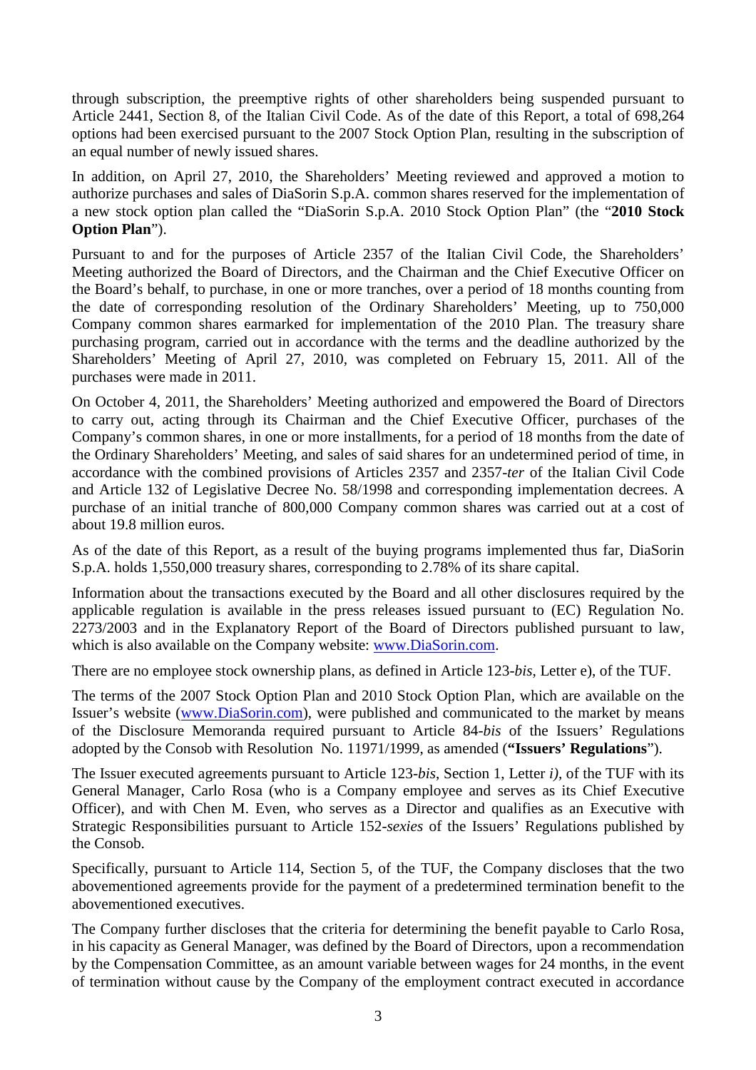through subscription, the preemptive rights of other shareholders being suspended pursuant to Article 2441, Section 8, of the Italian Civil Code. As of the date of this Report, a total of 698,264 options had been exercised pursuant to the 2007 Stock Option Plan, resulting in the subscription of an equal number of newly issued shares.

In addition, on April 27, 2010, the Shareholders' Meeting reviewed and approved a motion to authorize purchases and sales of DiaSorin S.p.A. common shares reserved for the implementation of a new stock option plan called the "DiaSorin S.p.A. 2010 Stock Option Plan" (the "**2010 Stock Option Plan**").

Pursuant to and for the purposes of Article 2357 of the Italian Civil Code, the Shareholders' Meeting authorized the Board of Directors, and the Chairman and the Chief Executive Officer on the Board's behalf, to purchase, in one or more tranches, over a period of 18 months counting from the date of corresponding resolution of the Ordinary Shareholders' Meeting, up to 750,000 Company common shares earmarked for implementation of the 2010 Plan. The treasury share purchasing program, carried out in accordance with the terms and the deadline authorized by the Shareholders' Meeting of April 27, 2010, was completed on February 15, 2011. All of the purchases were made in 2011.

On October 4, 2011, the Shareholders' Meeting authorized and empowered the Board of Directors to carry out, acting through its Chairman and the Chief Executive Officer, purchases of the Company's common shares, in one or more installments, for a period of 18 months from the date of the Ordinary Shareholders' Meeting, and sales of said shares for an undetermined period of time, in accordance with the combined provisions of Articles 2357 and 2357-*ter* of the Italian Civil Code and Article 132 of Legislative Decree No. 58/1998 and corresponding implementation decrees. A purchase of an initial tranche of 800,000 Company common shares was carried out at a cost of about 19.8 million euros.

As of the date of this Report, as a result of the buying programs implemented thus far, DiaSorin S.p.A. holds 1,550,000 treasury shares, corresponding to 2.78% of its share capital.

Information about the transactions executed by the Board and all other disclosures required by the applicable regulation is available in the press releases issued pursuant to (EC) Regulation No. 2273/2003 and in the Explanatory Report of the Board of Directors published pursuant to law, which is also available on the Company website: www.DiaSorin.com.

There are no employee stock ownership plans, as defined in Article 123-*bis*, Letter e), of the TUF.

The terms of the 2007 Stock Option Plan and 2010 Stock Option Plan, which are available on the Issuer's website (www.DiaSorin.com), were published and communicated to the market by means of the Disclosure Memoranda required pursuant to Article 84-*bis* of the Issuers' Regulations adopted by the Consob with Resolution No. 11971/1999, as amended (**"Issuers' Regulations**").

The Issuer executed agreements pursuant to Article 123-*bis*, Section 1, Letter *i)*, of the TUF with its General Manager, Carlo Rosa (who is a Company employee and serves as its Chief Executive Officer), and with Chen M. Even, who serves as a Director and qualifies as an Executive with Strategic Responsibilities pursuant to Article 152-*sexies* of the Issuers' Regulations published by the Consob.

Specifically, pursuant to Article 114, Section 5, of the TUF, the Company discloses that the two abovementioned agreements provide for the payment of a predetermined termination benefit to the abovementioned executives.

The Company further discloses that the criteria for determining the benefit payable to Carlo Rosa, in his capacity as General Manager, was defined by the Board of Directors, upon a recommendation by the Compensation Committee, as an amount variable between wages for 24 months, in the event of termination without cause by the Company of the employment contract executed in accordance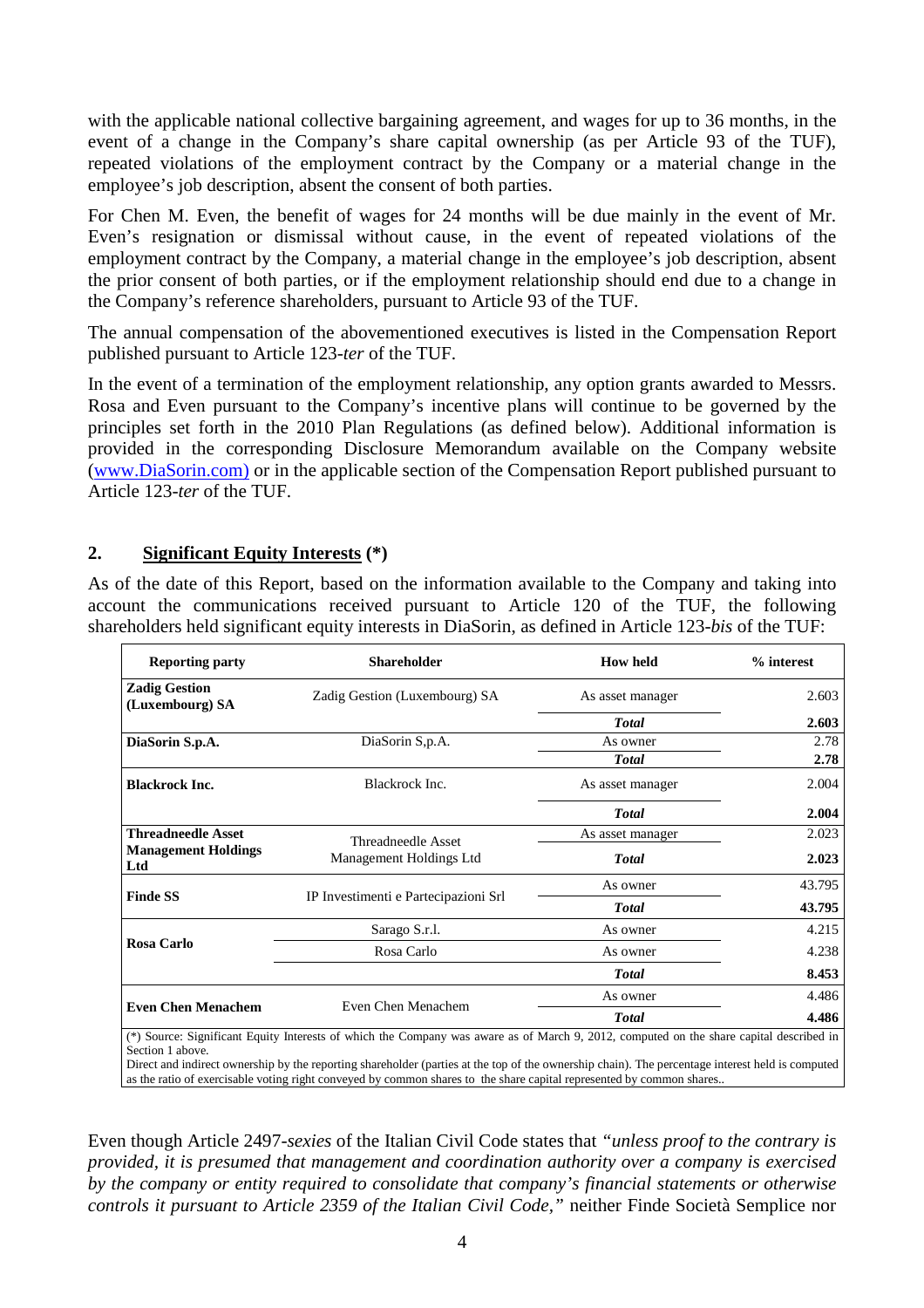with the applicable national collective bargaining agreement, and wages for up to 36 months, in the event of a change in the Company's share capital ownership (as per Article 93 of the TUF), repeated violations of the employment contract by the Company or a material change in the employee's job description, absent the consent of both parties.

For Chen M. Even, the benefit of wages for 24 months will be due mainly in the event of Mr. Even's resignation or dismissal without cause, in the event of repeated violations of the employment contract by the Company, a material change in the employee's job description, absent the prior consent of both parties, or if the employment relationship should end due to a change in the Company's reference shareholders, pursuant to Article 93 of the TUF.

The annual compensation of the abovementioned executives is listed in the Compensation Report published pursuant to Article 123-*ter* of the TUF.

In the event of a termination of the employment relationship, any option grants awarded to Messrs. Rosa and Even pursuant to the Company's incentive plans will continue to be governed by the principles set forth in the 2010 Plan Regulations (as defined below). Additional information is provided in the corresponding Disclosure Memorandum available on the Company website (www.DiaSorin.com) or in the applicable section of the Compensation Report published pursuant to Article 123-*ter* of the TUF.

## 2. <u>Significant Equity Interests</u> (*)

As of the date of this Report, based on the information available to the Company and taking into account the communications received pursuant to Article 120 of the TUF, the following shareholders held significant equity interests in DiaSorin, as defined in Article 123-*bis* of the TUF:

| Reporting party | Shareholder | How held | % interest |
|---|---|---|---|
| **Zadig Gestion (Luxembourg) SA** | Zadig Gestion (Luxembourg) SA | As asset manager | 2.603 |
| | | ***Total*** | **2.603** |
| **DiaSorin S.p.A.** | DiaSorin S,p.A. | As owner | 2.78 |
| | | ***Total*** | **2.78** |
| **Blackrock Inc.** | Blackrock Inc. | As asset manager | 2.004 |
| | | ***Total*** | **2.004** |
| **Threadneedle Asset Management Holdings Ltd** | Threadneedle Asset Management Holdings Ltd | As asset manager | 2.023 |
| | | ***Total*** | **2.023** |
| **Finde SS** | IP Investimenti e Partecipazioni Srl | As owner | 43.795 |
| | | ***Total*** | **43.795** |
| **Rosa Carlo** | Sarago S.r.l. | As owner | 4.215 |
| | Rosa Carlo | As owner | 4.238 |
| | | ***Total*** | **8.453** |
| **Even Chen Menachem** | Even Chen Menachem | As owner | 4.486 |
| | | ***Total*** | **4.486** |

(*) Source: Significant Equity Interests of which the Company was aware as of March 9, 2012, computed on the share capital described in Section 1 above.
Direct and indirect ownership by the reporting shareholder (parties at the top of the ownership chain). The percentage interest held is computed as the ratio of exercisable voting right conveyed by common shares to the share capital represented by common shares..

Even though Article 2497-*sexies* of the Italian Civil Code states that *"unless proof to the contrary is provided, it is presumed that management and coordination authority over a company is exercised by the company or entity required to consolidate that company's financial statements or otherwise controls it pursuant to Article 2359 of the Italian Civil Code,"* neither Finde Società Semplice nor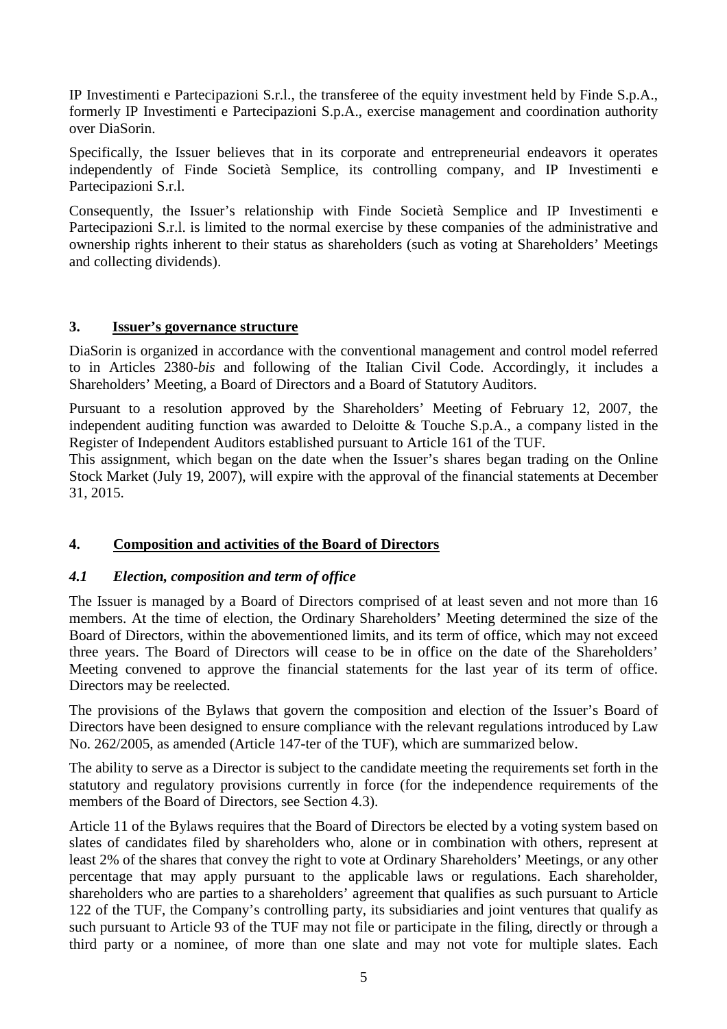IP Investimenti e Partecipazioni S.r.l., the transferee of the equity investment held by Finde S.p.A., formerly IP Investimenti e Partecipazioni S.p.A., exercise management and coordination authority over DiaSorin.

Specifically, the Issuer believes that in its corporate and entrepreneurial endeavors it operates independently of Finde Società Semplice, its controlling company, and IP Investimenti e Partecipazioni S.r.l.

Consequently, the Issuer's relationship with Finde Società Semplice and IP Investimenti e Partecipazioni S.r.l. is limited to the normal exercise by these companies of the administrative and ownership rights inherent to their status as shareholders (such as voting at Shareholders' Meetings and collecting dividends).

## 3. Issuer's governance structure

DiaSorin is organized in accordance with the conventional management and control model referred to in Articles 2380-*bis* and following of the Italian Civil Code. Accordingly, it includes a Shareholders' Meeting, a Board of Directors and a Board of Statutory Auditors.

Pursuant to a resolution approved by the Shareholders' Meeting of February 12, 2007, the independent auditing function was awarded to Deloitte & Touche S.p.A., a company listed in the Register of Independent Auditors established pursuant to Article 161 of the TUF.
This assignment, which began on the date when the Issuer's shares began trading on the Online Stock Market (July 19, 2007), will expire with the approval of the financial statements at December 31, 2015.

## 4. Composition and activities of the Board of Directors

### *4.1 Election, composition and term of office*

The Issuer is managed by a Board of Directors comprised of at least seven and not more than 16 members. At the time of election, the Ordinary Shareholders' Meeting determined the size of the Board of Directors, within the abovementioned limits, and its term of office, which may not exceed three years. The Board of Directors will cease to be in office on the date of the Shareholders' Meeting convened to approve the financial statements for the last year of its term of office. Directors may be reelected.

The provisions of the Bylaws that govern the composition and election of the Issuer's Board of Directors have been designed to ensure compliance with the relevant regulations introduced by Law No. 262/2005, as amended (Article 147-ter of the TUF), which are summarized below.

The ability to serve as a Director is subject to the candidate meeting the requirements set forth in the statutory and regulatory provisions currently in force (for the independence requirements of the members of the Board of Directors, see Section 4.3).

Article 11 of the Bylaws requires that the Board of Directors be elected by a voting system based on slates of candidates filed by shareholders who, alone or in combination with others, represent at least 2% of the shares that convey the right to vote at Ordinary Shareholders' Meetings, or any other percentage that may apply pursuant to the applicable laws or regulations. Each shareholder, shareholders who are parties to a shareholders' agreement that qualifies as such pursuant to Article 122 of the TUF, the Company's controlling party, its subsidiaries and joint ventures that qualify as such pursuant to Article 93 of the TUF may not file or participate in the filing, directly or through a third party or a nominee, of more than one slate and may not vote for multiple slates. Each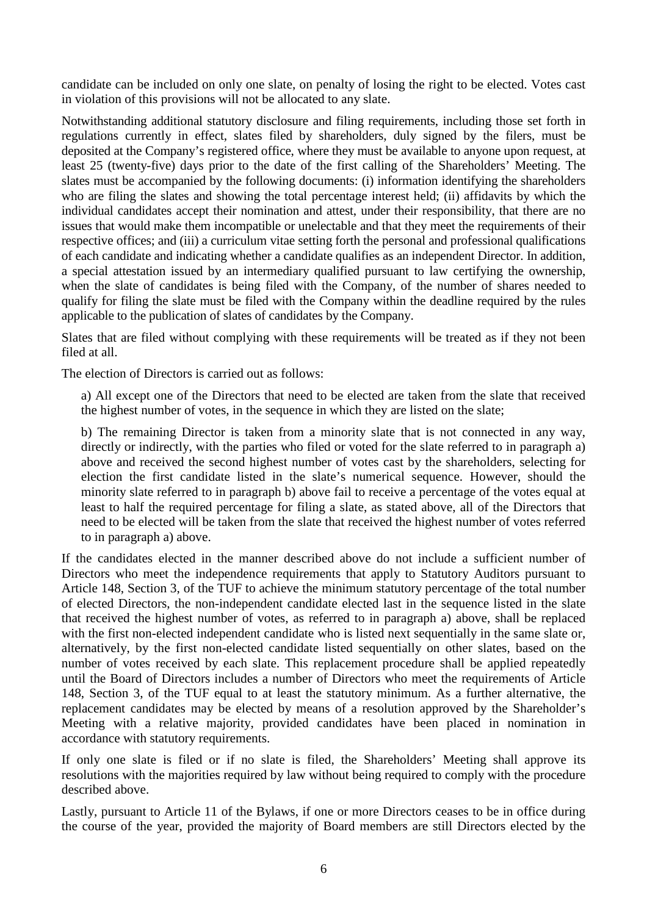candidate can be included on only one slate, on penalty of losing the right to be elected. Votes cast in violation of this provisions will not be allocated to any slate.

Notwithstanding additional statutory disclosure and filing requirements, including those set forth in regulations currently in effect, slates filed by shareholders, duly signed by the filers, must be deposited at the Company's registered office, where they must be available to anyone upon request, at least 25 (twenty-five) days prior to the date of the first calling of the Shareholders' Meeting. The slates must be accompanied by the following documents: (i) information identifying the shareholders who are filing the slates and showing the total percentage interest held; (ii) affidavits by which the individual candidates accept their nomination and attest, under their responsibility, that there are no issues that would make them incompatible or unelectable and that they meet the requirements of their respective offices; and (iii) a curriculum vitae setting forth the personal and professional qualifications of each candidate and indicating whether a candidate qualifies as an independent Director. In addition, a special attestation issued by an intermediary qualified pursuant to law certifying the ownership, when the slate of candidates is being filed with the Company, of the number of shares needed to qualify for filing the slate must be filed with the Company within the deadline required by the rules applicable to the publication of slates of candidates by the Company.

Slates that are filed without complying with these requirements will be treated as if they not been filed at all.

The election of Directors is carried out as follows:

a) All except one of the Directors that need to be elected are taken from the slate that received the highest number of votes, in the sequence in which they are listed on the slate;

b) The remaining Director is taken from a minority slate that is not connected in any way, directly or indirectly, with the parties who filed or voted for the slate referred to in paragraph a) above and received the second highest number of votes cast by the shareholders, selecting for election the first candidate listed in the slate's numerical sequence. However, should the minority slate referred to in paragraph b) above fail to receive a percentage of the votes equal at least to half the required percentage for filing a slate, as stated above, all of the Directors that need to be elected will be taken from the slate that received the highest number of votes referred to in paragraph a) above.

If the candidates elected in the manner described above do not include a sufficient number of Directors who meet the independence requirements that apply to Statutory Auditors pursuant to Article 148, Section 3, of the TUF to achieve the minimum statutory percentage of the total number of elected Directors, the non-independent candidate elected last in the sequence listed in the slate that received the highest number of votes, as referred to in paragraph a) above, shall be replaced with the first non-elected independent candidate who is listed next sequentially in the same slate or, alternatively, by the first non-elected candidate listed sequentially on other slates, based on the number of votes received by each slate. This replacement procedure shall be applied repeatedly until the Board of Directors includes a number of Directors who meet the requirements of Article 148, Section 3, of the TUF equal to at least the statutory minimum. As a further alternative, the replacement candidates may be elected by means of a resolution approved by the Shareholder's Meeting with a relative majority, provided candidates have been placed in nomination in accordance with statutory requirements.

If only one slate is filed or if no slate is filed, the Shareholders' Meeting shall approve its resolutions with the majorities required by law without being required to comply with the procedure described above.

Lastly, pursuant to Article 11 of the Bylaws, if one or more Directors ceases to be in office during the course of the year, provided the majority of Board members are still Directors elected by the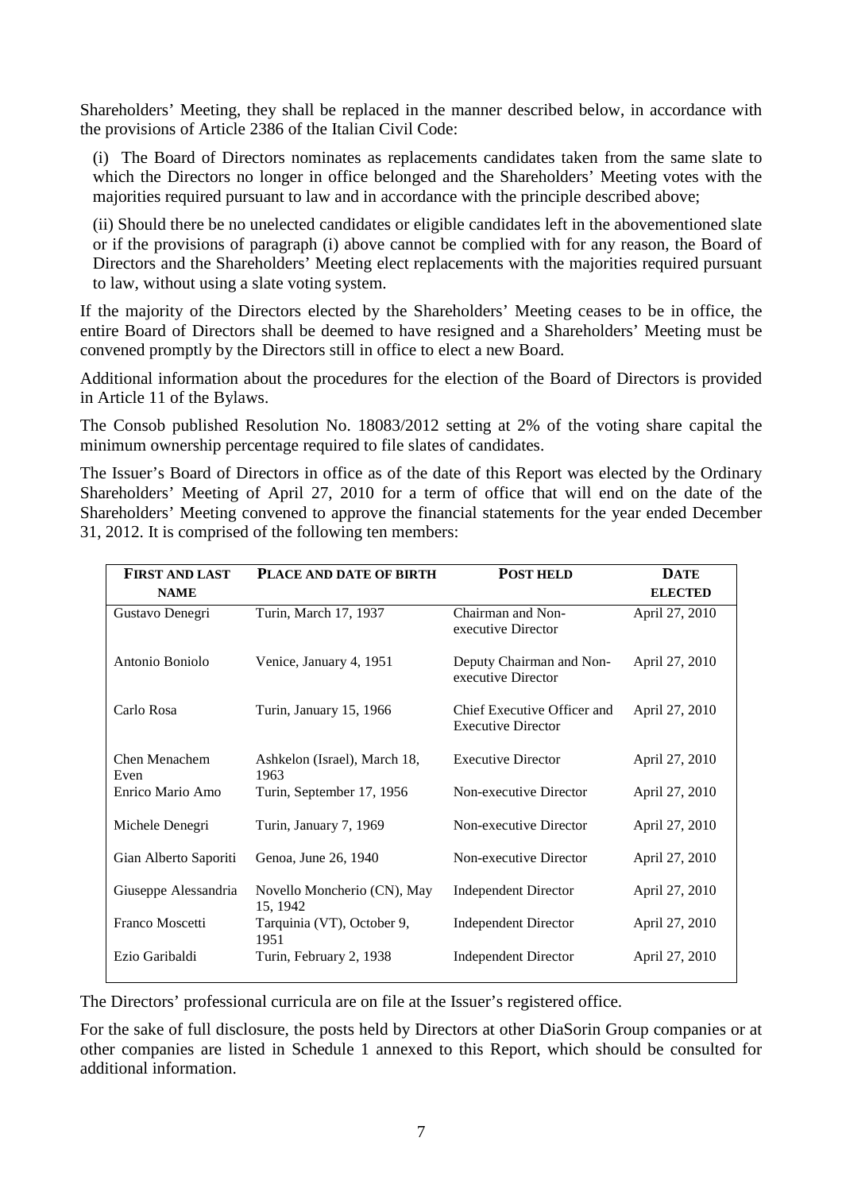Shareholders' Meeting, they shall be replaced in the manner described below, in accordance with the provisions of Article 2386 of the Italian Civil Code:

(i) The Board of Directors nominates as replacements candidates taken from the same slate to which the Directors no longer in office belonged and the Shareholders' Meeting votes with the majorities required pursuant to law and in accordance with the principle described above;

(ii) Should there be no unelected candidates or eligible candidates left in the abovementioned slate or if the provisions of paragraph (i) above cannot be complied with for any reason, the Board of Directors and the Shareholders' Meeting elect replacements with the majorities required pursuant to law, without using a slate voting system.

If the majority of the Directors elected by the Shareholders' Meeting ceases to be in office, the entire Board of Directors shall be deemed to have resigned and a Shareholders' Meeting must be convened promptly by the Directors still in office to elect a new Board.

Additional information about the procedures for the election of the Board of Directors is provided in Article 11 of the Bylaws.

The Consob published Resolution No. 18083/2012 setting at 2% of the voting share capital the minimum ownership percentage required to file slates of candidates.

The Issuer's Board of Directors in office as of the date of this Report was elected by the Ordinary Shareholders' Meeting of April 27, 2010 for a term of office that will end on the date of the Shareholders' Meeting convened to approve the financial statements for the year ended December 31, 2012. It is comprised of the following ten members:

| **First and last name** | **Place and date of birth** | **Post held** | **Date elected** |
|---|---|---|---|
| Gustavo Denegri | Turin, March 17, 1937 | Chairman and Non-executive Director | April 27, 2010 |
| Antonio Boniolo | Venice, January 4, 1951 | Deputy Chairman and Non-executive Director | April 27, 2010 |
| Carlo Rosa | Turin, January 15, 1966 | Chief Executive Officer and Executive Director | April 27, 2010 |
| Chen Menachem Even | Ashkelon (Israel), March 18, 1963 | Executive Director | April 27, 2010 |
| Enrico Mario Amo | Turin, September 17, 1956 | Non-executive Director | April 27, 2010 |
| Michele Denegri | Turin, January 7, 1969 | Non-executive Director | April 27, 2010 |
| Gian Alberto Saporiti | Genoa, June 26, 1940 | Non-executive Director | April 27, 2010 |
| Giuseppe Alessandria | Novello Moncherio (CN), May 15, 1942 | Independent Director | April 27, 2010 |
| Franco Moscetti | Tarquinia (VT), October 9, 1951 | Independent Director | April 27, 2010 |
| Ezio Garibaldi | Turin, February 2, 1938 | Independent Director | April 27, 2010 |

The Directors' professional curricula are on file at the Issuer's registered office.

For the sake of full disclosure, the posts held by Directors at other DiaSorin Group companies or at other companies are listed in Schedule 1 annexed to this Report, which should be consulted for additional information.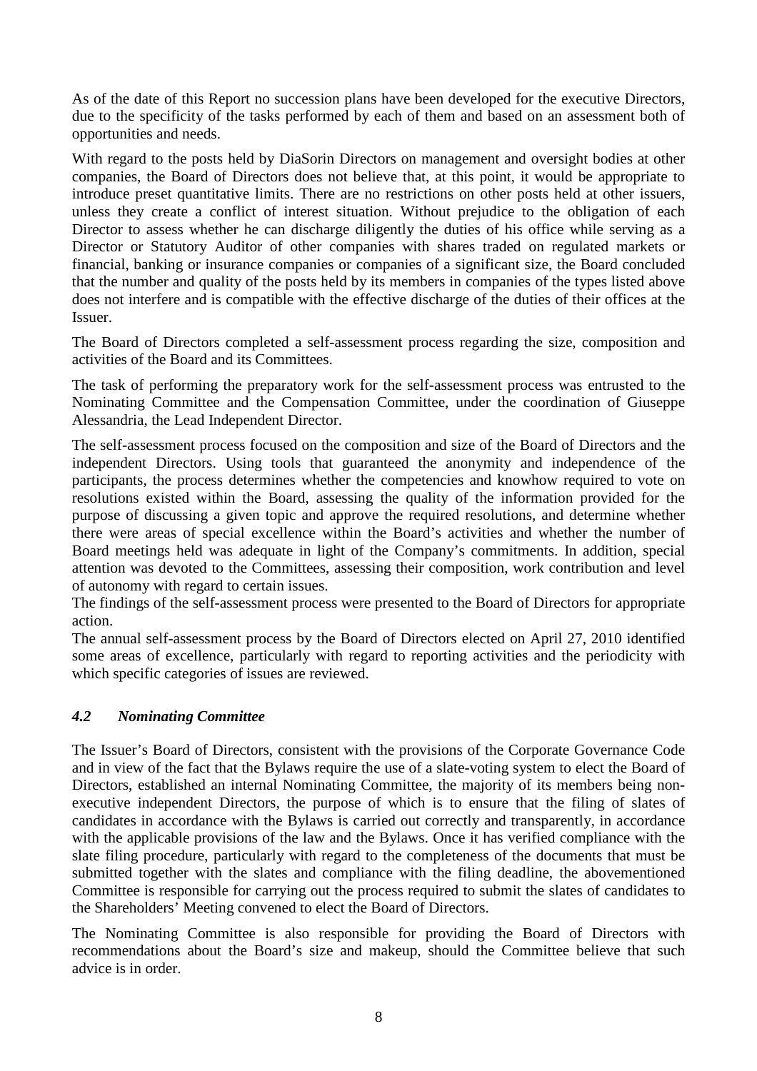As of the date of this Report no succession plans have been developed for the executive Directors, due to the specificity of the tasks performed by each of them and based on an assessment both of opportunities and needs.

With regard to the posts held by DiaSorin Directors on management and oversight bodies at other companies, the Board of Directors does not believe that, at this point, it would be appropriate to introduce preset quantitative limits. There are no restrictions on other posts held at other issuers, unless they create a conflict of interest situation. Without prejudice to the obligation of each Director to assess whether he can discharge diligently the duties of his office while serving as a Director or Statutory Auditor of other companies with shares traded on regulated markets or financial, banking or insurance companies or companies of a significant size, the Board concluded that the number and quality of the posts held by its members in companies of the types listed above does not interfere and is compatible with the effective discharge of the duties of their offices at the Issuer.

The Board of Directors completed a self-assessment process regarding the size, composition and activities of the Board and its Committees.

The task of performing the preparatory work for the self-assessment process was entrusted to the Nominating Committee and the Compensation Committee, under the coordination of Giuseppe Alessandria, the Lead Independent Director.

The self-assessment process focused on the composition and size of the Board of Directors and the independent Directors. Using tools that guaranteed the anonymity and independence of the participants, the process determines whether the competencies and knowhow required to vote on resolutions existed within the Board, assessing the quality of the information provided for the purpose of discussing a given topic and approve the required resolutions, and determine whether there were areas of special excellence within the Board's activities and whether the number of Board meetings held was adequate in light of the Company's commitments. In addition, special attention was devoted to the Committees, assessing their composition, work contribution and level of autonomy with regard to certain issues.

The findings of the self-assessment process were presented to the Board of Directors for appropriate action.

The annual self-assessment process by the Board of Directors elected on April 27, 2010 identified some areas of excellence, particularly with regard to reporting activities and the periodicity with which specific categories of issues are reviewed.

### *4.2 Nominating Committee*

The Issuer's Board of Directors, consistent with the provisions of the Corporate Governance Code and in view of the fact that the Bylaws require the use of a slate-voting system to elect the Board of Directors, established an internal Nominating Committee, the majority of its members being non-executive independent Directors, the purpose of which is to ensure that the filing of slates of candidates in accordance with the Bylaws is carried out correctly and transparently, in accordance with the applicable provisions of the law and the Bylaws. Once it has verified compliance with the slate filing procedure, particularly with regard to the completeness of the documents that must be submitted together with the slates and compliance with the filing deadline, the abovementioned Committee is responsible for carrying out the process required to submit the slates of candidates to the Shareholders' Meeting convened to elect the Board of Directors.

The Nominating Committee is also responsible for providing the Board of Directors with recommendations about the Board's size and makeup, should the Committee believe that such advice is in order.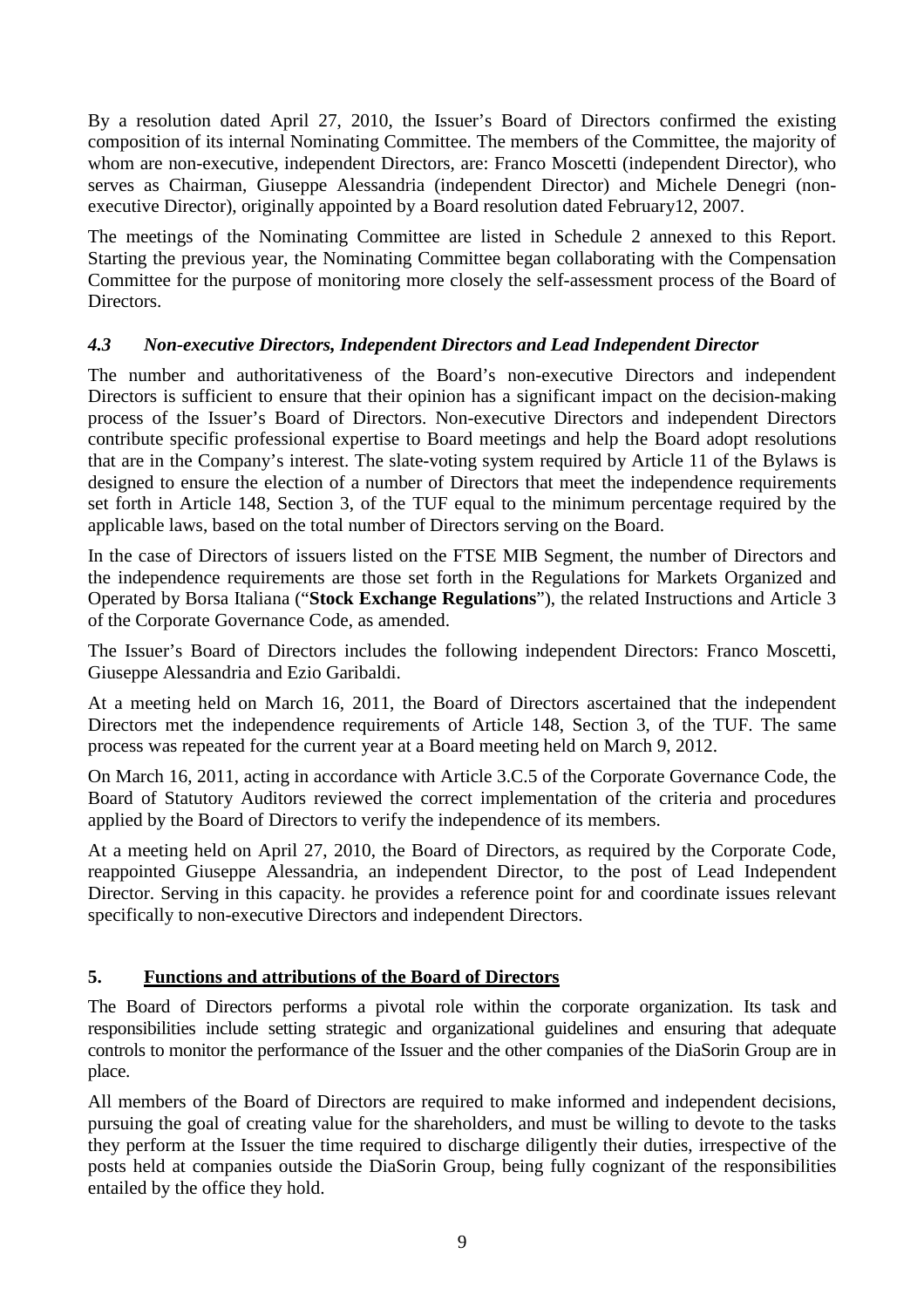By a resolution dated April 27, 2010, the Issuer's Board of Directors confirmed the existing composition of its internal Nominating Committee. The members of the Committee, the majority of whom are non-executive, independent Directors, are: Franco Moscetti (independent Director), who serves as Chairman, Giuseppe Alessandria (independent Director) and Michele Denegri (non-executive Director), originally appointed by a Board resolution dated February12, 2007.

The meetings of the Nominating Committee are listed in Schedule 2 annexed to this Report. Starting the previous year, the Nominating Committee began collaborating with the Compensation Committee for the purpose of monitoring more closely the self-assessment process of the Board of Directors.

### *4.3 Non-executive Directors, Independent Directors and Lead Independent Director*

The number and authoritativeness of the Board's non-executive Directors and independent Directors is sufficient to ensure that their opinion has a significant impact on the decision-making process of the Issuer's Board of Directors. Non-executive Directors and independent Directors contribute specific professional expertise to Board meetings and help the Board adopt resolutions that are in the Company's interest. The slate-voting system required by Article 11 of the Bylaws is designed to ensure the election of a number of Directors that meet the independence requirements set forth in Article 148, Section 3, of the TUF equal to the minimum percentage required by the applicable laws, based on the total number of Directors serving on the Board.

In the case of Directors of issuers listed on the FTSE MIB Segment, the number of Directors and the independence requirements are those set forth in the Regulations for Markets Organized and Operated by Borsa Italiana ("**Stock Exchange Regulations**"), the related Instructions and Article 3 of the Corporate Governance Code, as amended.

The Issuer's Board of Directors includes the following independent Directors: Franco Moscetti, Giuseppe Alessandria and Ezio Garibaldi.

At a meeting held on March 16, 2011, the Board of Directors ascertained that the independent Directors met the independence requirements of Article 148, Section 3, of the TUF. The same process was repeated for the current year at a Board meeting held on March 9, 2012.

On March 16, 2011, acting in accordance with Article 3.C.5 of the Corporate Governance Code, the Board of Statutory Auditors reviewed the correct implementation of the criteria and procedures applied by the Board of Directors to verify the independence of its members.

At a meeting held on April 27, 2010, the Board of Directors, as required by the Corporate Code, reappointed Giuseppe Alessandria, an independent Director, to the post of Lead Independent Director. Serving in this capacity. he provides a reference point for and coordinate issues relevant specifically to non-executive Directors and independent Directors.

## 5. Functions and attributions of the Board of Directors

The Board of Directors performs a pivotal role within the corporate organization. Its task and responsibilities include setting strategic and organizational guidelines and ensuring that adequate controls to monitor the performance of the Issuer and the other companies of the DiaSorin Group are in place.

All members of the Board of Directors are required to make informed and independent decisions, pursuing the goal of creating value for the shareholders, and must be willing to devote to the tasks they perform at the Issuer the time required to discharge diligently their duties, irrespective of the posts held at companies outside the DiaSorin Group, being fully cognizant of the responsibilities entailed by the office they hold.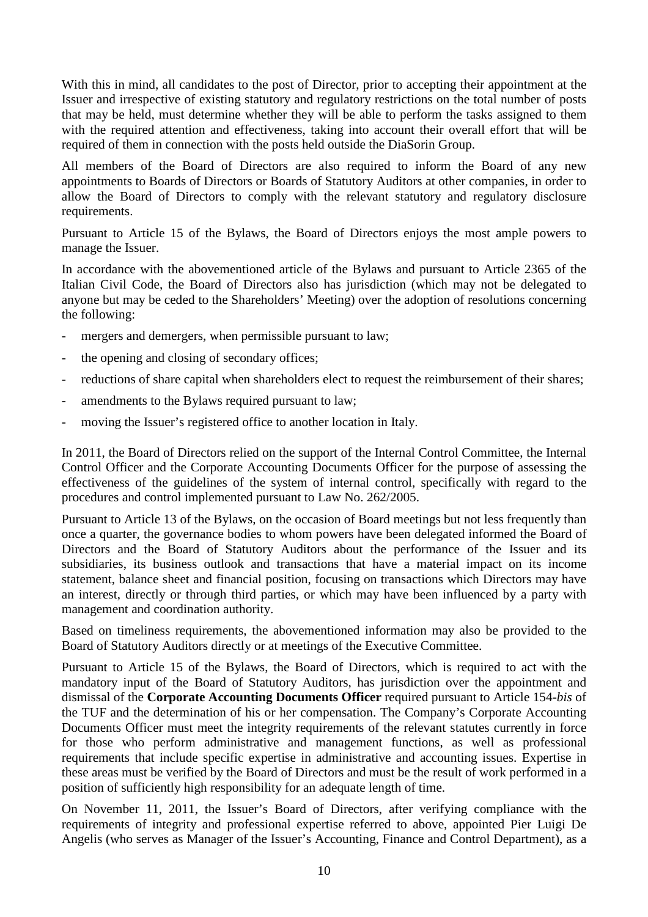With this in mind, all candidates to the post of Director, prior to accepting their appointment at the Issuer and irrespective of existing statutory and regulatory restrictions on the total number of posts that may be held, must determine whether they will be able to perform the tasks assigned to them with the required attention and effectiveness, taking into account their overall effort that will be required of them in connection with the posts held outside the DiaSorin Group.

All members of the Board of Directors are also required to inform the Board of any new appointments to Boards of Directors or Boards of Statutory Auditors at other companies, in order to allow the Board of Directors to comply with the relevant statutory and regulatory disclosure requirements.

Pursuant to Article 15 of the Bylaws, the Board of Directors enjoys the most ample powers to manage the Issuer.

In accordance with the abovementioned article of the Bylaws and pursuant to Article 2365 of the Italian Civil Code, the Board of Directors also has jurisdiction (which may not be delegated to anyone but may be ceded to the Shareholders' Meeting) over the adoption of resolutions concerning the following:

- mergers and demergers, when permissible pursuant to law;
- the opening and closing of secondary offices;
- reductions of share capital when shareholders elect to request the reimbursement of their shares;
- amendments to the Bylaws required pursuant to law;
- moving the Issuer's registered office to another location in Italy.

In 2011, the Board of Directors relied on the support of the Internal Control Committee, the Internal Control Officer and the Corporate Accounting Documents Officer for the purpose of assessing the effectiveness of the guidelines of the system of internal control, specifically with regard to the procedures and control implemented pursuant to Law No. 262/2005.

Pursuant to Article 13 of the Bylaws, on the occasion of Board meetings but not less frequently than once a quarter, the governance bodies to whom powers have been delegated informed the Board of Directors and the Board of Statutory Auditors about the performance of the Issuer and its subsidiaries, its business outlook and transactions that have a material impact on its income statement, balance sheet and financial position, focusing on transactions which Directors may have an interest, directly or through third parties, or which may have been influenced by a party with management and coordination authority.

Based on timeliness requirements, the abovementioned information may also be provided to the Board of Statutory Auditors directly or at meetings of the Executive Committee.

Pursuant to Article 15 of the Bylaws, the Board of Directors, which is required to act with the mandatory input of the Board of Statutory Auditors, has jurisdiction over the appointment and dismissal of the **Corporate Accounting Documents Officer** required pursuant to Article 154-*bis* of the TUF and the determination of his or her compensation. The Company's Corporate Accounting Documents Officer must meet the integrity requirements of the relevant statutes currently in force for those who perform administrative and management functions, as well as professional requirements that include specific expertise in administrative and accounting issues. Expertise in these areas must be verified by the Board of Directors and must be the result of work performed in a position of sufficiently high responsibility for an adequate length of time.

On November 11, 2011, the Issuer's Board of Directors, after verifying compliance with the requirements of integrity and professional expertise referred to above, appointed Pier Luigi De Angelis (who serves as Manager of the Issuer's Accounting, Finance and Control Department), as a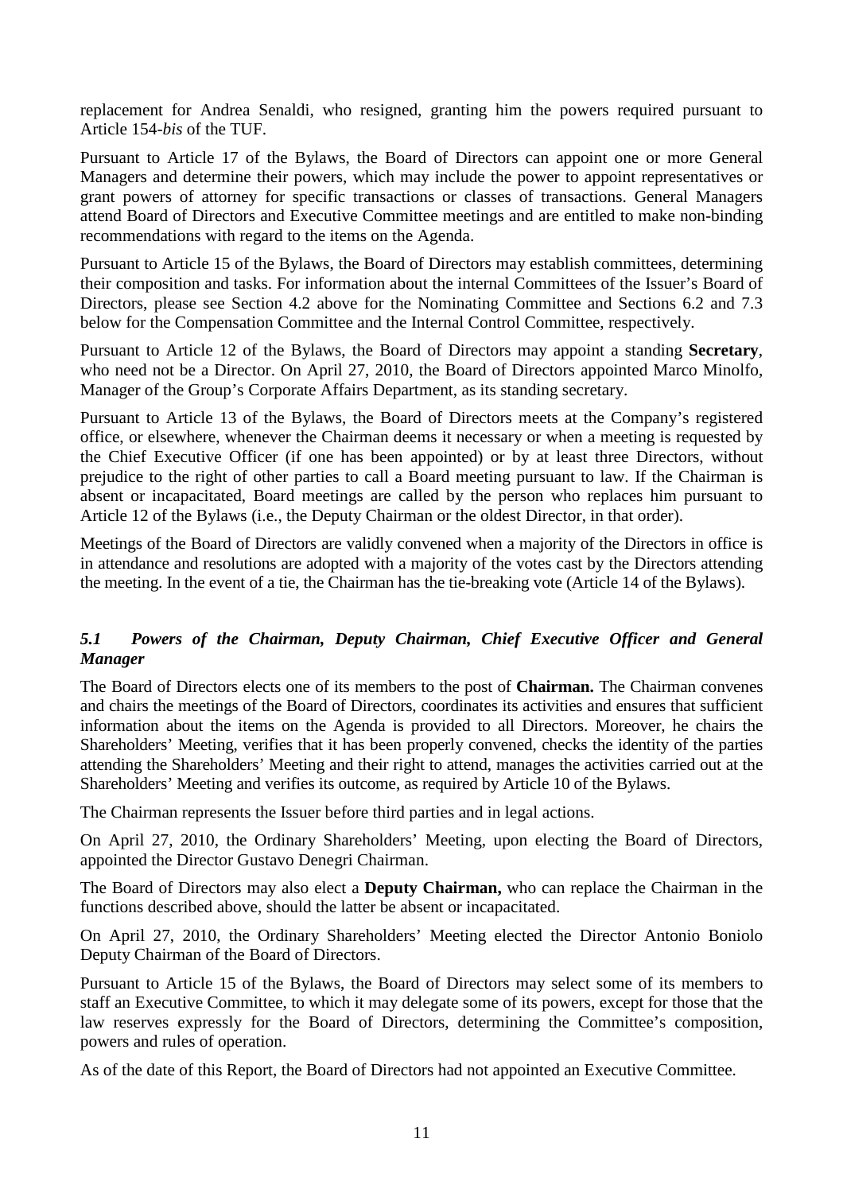replacement for Andrea Senaldi, who resigned, granting him the powers required pursuant to Article 154-*bis* of the TUF.

Pursuant to Article 17 of the Bylaws, the Board of Directors can appoint one or more General Managers and determine their powers, which may include the power to appoint representatives or grant powers of attorney for specific transactions or classes of transactions. General Managers attend Board of Directors and Executive Committee meetings and are entitled to make non-binding recommendations with regard to the items on the Agenda.

Pursuant to Article 15 of the Bylaws, the Board of Directors may establish committees, determining their composition and tasks. For information about the internal Committees of the Issuer's Board of Directors, please see Section 4.2 above for the Nominating Committee and Sections 6.2 and 7.3 below for the Compensation Committee and the Internal Control Committee, respectively.

Pursuant to Article 12 of the Bylaws, the Board of Directors may appoint a standing **Secretary**, who need not be a Director. On April 27, 2010, the Board of Directors appointed Marco Minolfo, Manager of the Group's Corporate Affairs Department, as its standing secretary.

Pursuant to Article 13 of the Bylaws, the Board of Directors meets at the Company's registered office, or elsewhere, whenever the Chairman deems it necessary or when a meeting is requested by the Chief Executive Officer (if one has been appointed) or by at least three Directors, without prejudice to the right of other parties to call a Board meeting pursuant to law. If the Chairman is absent or incapacitated, Board meetings are called by the person who replaces him pursuant to Article 12 of the Bylaws (i.e., the Deputy Chairman or the oldest Director, in that order).

Meetings of the Board of Directors are validly convened when a majority of the Directors in office is in attendance and resolutions are adopted with a majority of the votes cast by the Directors attending the meeting. In the event of a tie, the Chairman has the tie-breaking vote (Article 14 of the Bylaws).

### *5.1 Powers of the Chairman, Deputy Chairman, Chief Executive Officer and General Manager*

The Board of Directors elects one of its members to the post of **Chairman.** The Chairman convenes and chairs the meetings of the Board of Directors, coordinates its activities and ensures that sufficient information about the items on the Agenda is provided to all Directors. Moreover, he chairs the Shareholders' Meeting, verifies that it has been properly convened, checks the identity of the parties attending the Shareholders' Meeting and their right to attend, manages the activities carried out at the Shareholders' Meeting and verifies its outcome, as required by Article 10 of the Bylaws.

The Chairman represents the Issuer before third parties and in legal actions.

On April 27, 2010, the Ordinary Shareholders' Meeting, upon electing the Board of Directors, appointed the Director Gustavo Denegri Chairman.

The Board of Directors may also elect a **Deputy Chairman,** who can replace the Chairman in the functions described above, should the latter be absent or incapacitated.

On April 27, 2010, the Ordinary Shareholders' Meeting elected the Director Antonio Boniolo Deputy Chairman of the Board of Directors.

Pursuant to Article 15 of the Bylaws, the Board of Directors may select some of its members to staff an Executive Committee, to which it may delegate some of its powers, except for those that the law reserves expressly for the Board of Directors, determining the Committee's composition, powers and rules of operation.

As of the date of this Report, the Board of Directors had not appointed an Executive Committee.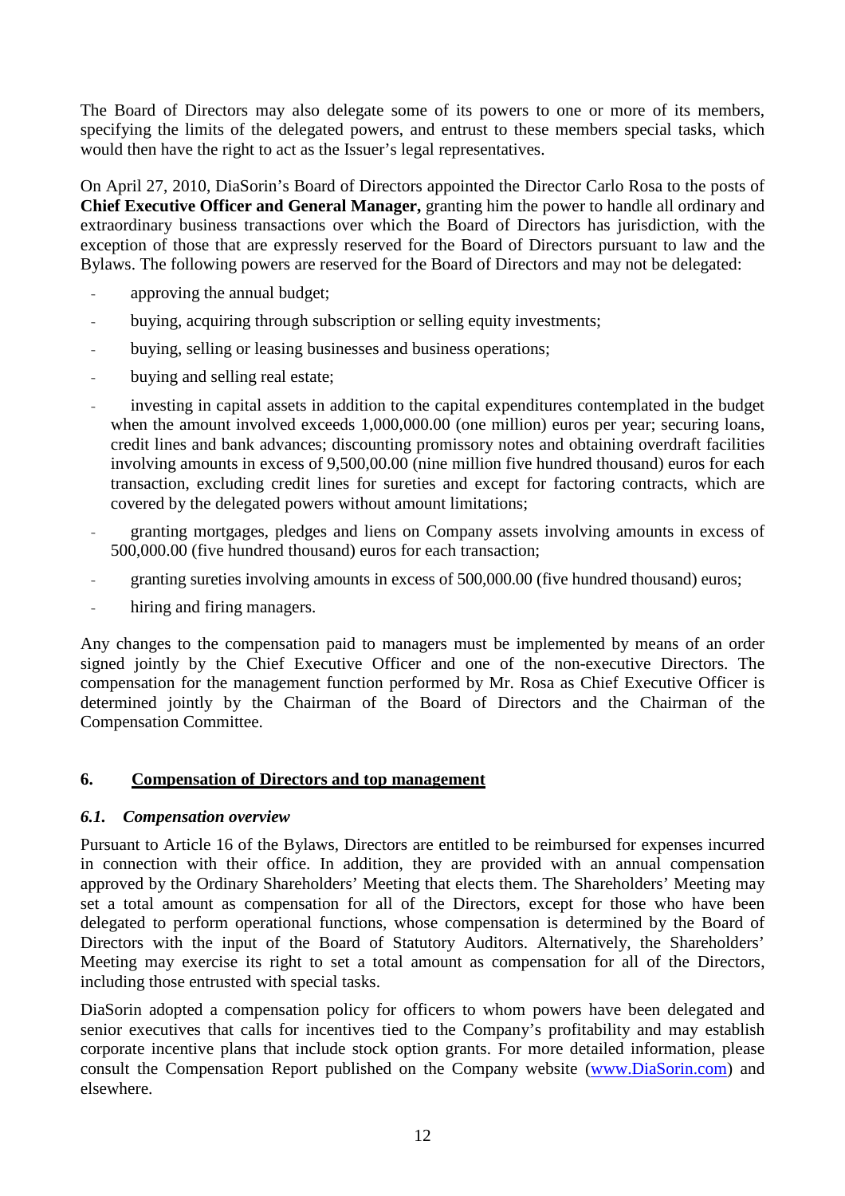The Board of Directors may also delegate some of its powers to one or more of its members, specifying the limits of the delegated powers, and entrust to these members special tasks, which would then have the right to act as the Issuer's legal representatives.

On April 27, 2010, DiaSorin's Board of Directors appointed the Director Carlo Rosa to the posts of **Chief Executive Officer and General Manager,** granting him the power to handle all ordinary and extraordinary business transactions over which the Board of Directors has jurisdiction, with the exception of those that are expressly reserved for the Board of Directors pursuant to law and the Bylaws. The following powers are reserved for the Board of Directors and may not be delegated:

- approving the annual budget;
- buying, acquiring through subscription or selling equity investments;
- buying, selling or leasing businesses and business operations;
- buying and selling real estate;
- investing in capital assets in addition to the capital expenditures contemplated in the budget when the amount involved exceeds 1,000,000.00 (one million) euros per year; securing loans, credit lines and bank advances; discounting promissory notes and obtaining overdraft facilities involving amounts in excess of 9,500,00.00 (nine million five hundred thousand) euros for each transaction, excluding credit lines for sureties and except for factoring contracts, which are covered by the delegated powers without amount limitations;
- granting mortgages, pledges and liens on Company assets involving amounts in excess of 500,000.00 (five hundred thousand) euros for each transaction;
- granting sureties involving amounts in excess of 500,000.00 (five hundred thousand) euros;
- hiring and firing managers.

Any changes to the compensation paid to managers must be implemented by means of an order signed jointly by the Chief Executive Officer and one of the non-executive Directors. The compensation for the management function performed by Mr. Rosa as Chief Executive Officer is determined jointly by the Chairman of the Board of Directors and the Chairman of the Compensation Committee.

## 6. Compensation of Directors and top management

### *6.1. Compensation overview*

Pursuant to Article 16 of the Bylaws, Directors are entitled to be reimbursed for expenses incurred in connection with their office. In addition, they are provided with an annual compensation approved by the Ordinary Shareholders' Meeting that elects them. The Shareholders' Meeting may set a total amount as compensation for all of the Directors, except for those who have been delegated to perform operational functions, whose compensation is determined by the Board of Directors with the input of the Board of Statutory Auditors. Alternatively, the Shareholders' Meeting may exercise its right to set a total amount as compensation for all of the Directors, including those entrusted with special tasks.

DiaSorin adopted a compensation policy for officers to whom powers have been delegated and senior executives that calls for incentives tied to the Company's profitability and may establish corporate incentive plans that include stock option grants. For more detailed information, please consult the Compensation Report published on the Company website (www.DiaSorin.com) and elsewhere.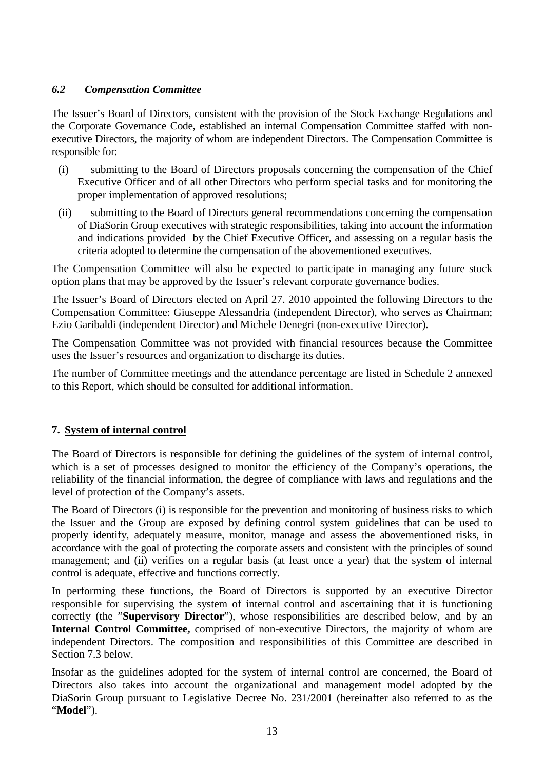### *6.2 Compensation Committee*

The Issuer's Board of Directors, consistent with the provision of the Stock Exchange Regulations and the Corporate Governance Code, established an internal Compensation Committee staffed with non-executive Directors, the majority of whom are independent Directors. The Compensation Committee is responsible for:

(i) submitting to the Board of Directors proposals concerning the compensation of the Chief Executive Officer and of all other Directors who perform special tasks and for monitoring the proper implementation of approved resolutions;

(ii) submitting to the Board of Directors general recommendations concerning the compensation of DiaSorin Group executives with strategic responsibilities, taking into account the information and indications provided by the Chief Executive Officer, and assessing on a regular basis the criteria adopted to determine the compensation of the abovementioned executives.

The Compensation Committee will also be expected to participate in managing any future stock option plans that may be approved by the Issuer's relevant corporate governance bodies.

The Issuer's Board of Directors elected on April 27. 2010 appointed the following Directors to the Compensation Committee: Giuseppe Alessandria (independent Director), who serves as Chairman; Ezio Garibaldi (independent Director) and Michele Denegri (non-executive Director).

The Compensation Committee was not provided with financial resources because the Committee uses the Issuer's resources and organization to discharge its duties.

The number of Committee meetings and the attendance percentage are listed in Schedule 2 annexed to this Report, which should be consulted for additional information.

## 7. <u>System of internal control</u>

The Board of Directors is responsible for defining the guidelines of the system of internal control, which is a set of processes designed to monitor the efficiency of the Company's operations, the reliability of the financial information, the degree of compliance with laws and regulations and the level of protection of the Company's assets.

The Board of Directors (i) is responsible for the prevention and monitoring of business risks to which the Issuer and the Group are exposed by defining control system guidelines that can be used to properly identify, adequately measure, monitor, manage and assess the abovementioned risks, in accordance with the goal of protecting the corporate assets and consistent with the principles of sound management; and (ii) verifies on a regular basis (at least once a year) that the system of internal control is adequate, effective and functions correctly.

In performing these functions, the Board of Directors is supported by an executive Director responsible for supervising the system of internal control and ascertaining that it is functioning correctly (the "**Supervisory Director**"), whose responsibilities are described below, and by an **Internal Control Committee,** comprised of non-executive Directors, the majority of whom are independent Directors. The composition and responsibilities of this Committee are described in Section 7.3 below.

Insofar as the guidelines adopted for the system of internal control are concerned, the Board of Directors also takes into account the organizational and management model adopted by the DiaSorin Group pursuant to Legislative Decree No. 231/2001 (hereinafter also referred to as the "**Model**").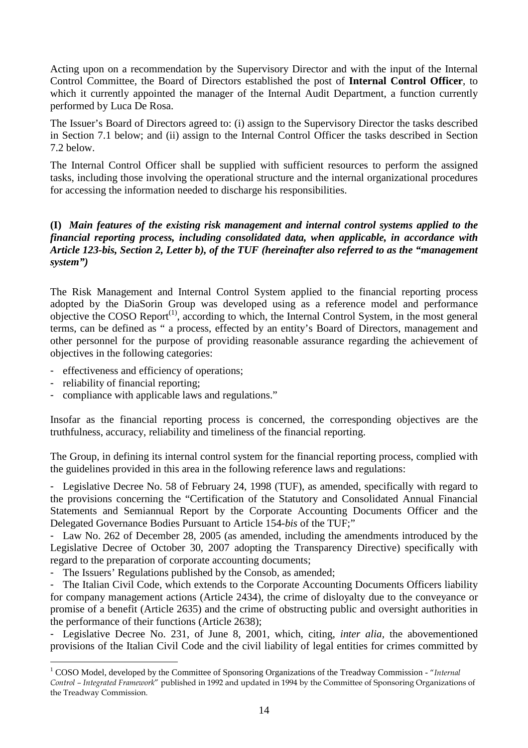Acting upon on a recommendation by the Supervisory Director and with the input of the Internal Control Committee, the Board of Directors established the post of **Internal Control Officer**, to which it currently appointed the manager of the Internal Audit Department, a function currently performed by Luca De Rosa.

The Issuer's Board of Directors agreed to: (i) assign to the Supervisory Director the tasks described in Section 7.1 below; and (ii) assign to the Internal Control Officer the tasks described in Section 7.2 below.

The Internal Control Officer shall be supplied with sufficient resources to perform the assigned tasks, including those involving the operational structure and the internal organizational procedures for accessing the information needed to discharge his responsibilities.

**(I)** ***Main features of the existing risk management and internal control systems applied to the financial reporting process, including consolidated data, when applicable, in accordance with Article 123-bis, Section 2, Letter b), of the TUF (hereinafter also referred to as the "management system")***

The Risk Management and Internal Control System applied to the financial reporting process adopted by the DiaSorin Group was developed using as a reference model and performance objective the COSO Report[1], according to which, the Internal Control System, in the most general terms, can be defined as " a process, effected by an entity's Board of Directors, management and other personnel for the purpose of providing reasonable assurance regarding the achievement of objectives in the following categories:

- effectiveness and efficiency of operations;
- reliability of financial reporting;
- compliance with applicable laws and regulations."

Insofar as the financial reporting process is concerned, the corresponding objectives are the truthfulness, accuracy, reliability and timeliness of the financial reporting.

The Group, in defining its internal control system for the financial reporting process, complied with the guidelines provided in this area in the following reference laws and regulations:

- Legislative Decree No. 58 of February 24, 1998 (TUF), as amended, specifically with regard to the provisions concerning the "Certification of the Statutory and Consolidated Annual Financial Statements and Semiannual Report by the Corporate Accounting Documents Officer and the Delegated Governance Bodies Pursuant to Article 154-*bis* of the TUF;"
- Law No. 262 of December 28, 2005 (as amended, including the amendments introduced by the Legislative Decree of October 30, 2007 adopting the Transparency Directive) specifically with regard to the preparation of corporate accounting documents;
- The Issuers' Regulations published by the Consob, as amended;
- The Italian Civil Code, which extends to the Corporate Accounting Documents Officers liability for company management actions (Article 2434), the crime of disloyalty due to the conveyance or promise of a benefit (Article 2635) and the crime of obstructing public and oversight authorities in the performance of their functions (Article 2638);
- Legislative Decree No. 231, of June 8, 2001, which, citing, *inter alia*, the abovementioned provisions of the Italian Civil Code and the civil liability of legal entities for crimes committed by

[1] COSO Model, developed by the Committee of Sponsoring Organizations of the Treadway Commission - "*Internal Control – Integrated Framework*" published in 1992 and updated in 1994 by the Committee of Sponsoring Organizations of the Treadway Commission.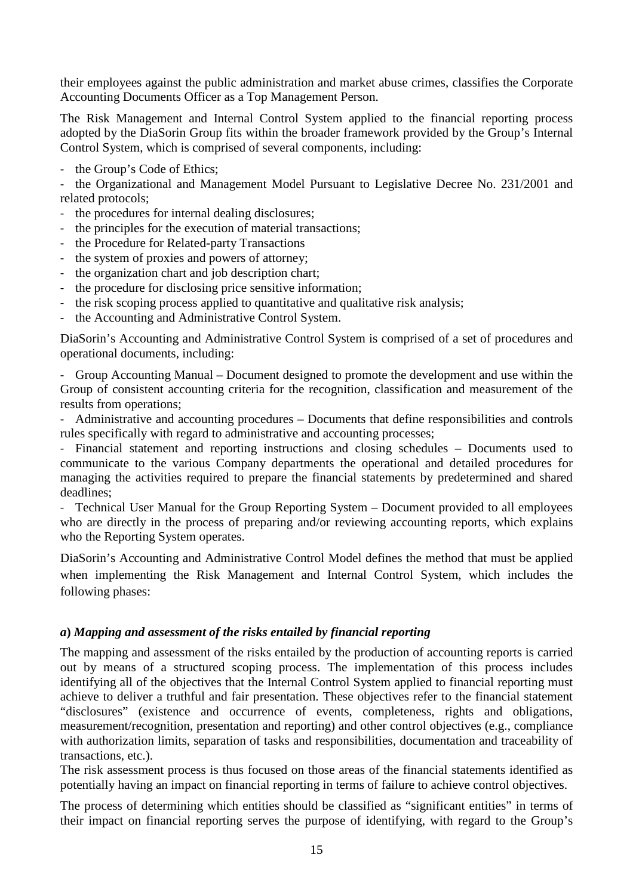their employees against the public administration and market abuse crimes, classifies the Corporate Accounting Documents Officer as a Top Management Person.

The Risk Management and Internal Control System applied to the financial reporting process adopted by the DiaSorin Group fits within the broader framework provided by the Group's Internal Control System, which is comprised of several components, including:

- the Group's Code of Ethics;
- the Organizational and Management Model Pursuant to Legislative Decree No. 231/2001 and related protocols;
- the procedures for internal dealing disclosures;
- the principles for the execution of material transactions;
- the Procedure for Related-party Transactions
- the system of proxies and powers of attorney;
- the organization chart and job description chart;
- the procedure for disclosing price sensitive information;
- the risk scoping process applied to quantitative and qualitative risk analysis;
- the Accounting and Administrative Control System.

DiaSorin's Accounting and Administrative Control System is comprised of a set of procedures and operational documents, including:

- Group Accounting Manual – Document designed to promote the development and use within the Group of consistent accounting criteria for the recognition, classification and measurement of the results from operations;
- Administrative and accounting procedures – Documents that define responsibilities and controls rules specifically with regard to administrative and accounting processes;
- Financial statement and reporting instructions and closing schedules – Documents used to communicate to the various Company departments the operational and detailed procedures for managing the activities required to prepare the financial statements by predetermined and shared deadlines;
- Technical User Manual for the Group Reporting System – Document provided to all employees who are directly in the process of preparing and/or reviewing accounting reports, which explains who the Reporting System operates.

DiaSorin's Accounting and Administrative Control Model defines the method that must be applied when implementing the Risk Management and Internal Control System, which includes the following phases:

***a) Mapping and assessment of the risks entailed by financial reporting***

The mapping and assessment of the risks entailed by the production of accounting reports is carried out by means of a structured scoping process. The implementation of this process includes identifying all of the objectives that the Internal Control System applied to financial reporting must achieve to deliver a truthful and fair presentation. These objectives refer to the financial statement "disclosures" (existence and occurrence of events, completeness, rights and obligations, measurement/recognition, presentation and reporting) and other control objectives (e.g., compliance with authorization limits, separation of tasks and responsibilities, documentation and traceability of transactions, etc.).

The risk assessment process is thus focused on those areas of the financial statements identified as potentially having an impact on financial reporting in terms of failure to achieve control objectives.

The process of determining which entities should be classified as "significant entities" in terms of their impact on financial reporting serves the purpose of identifying, with regard to the Group's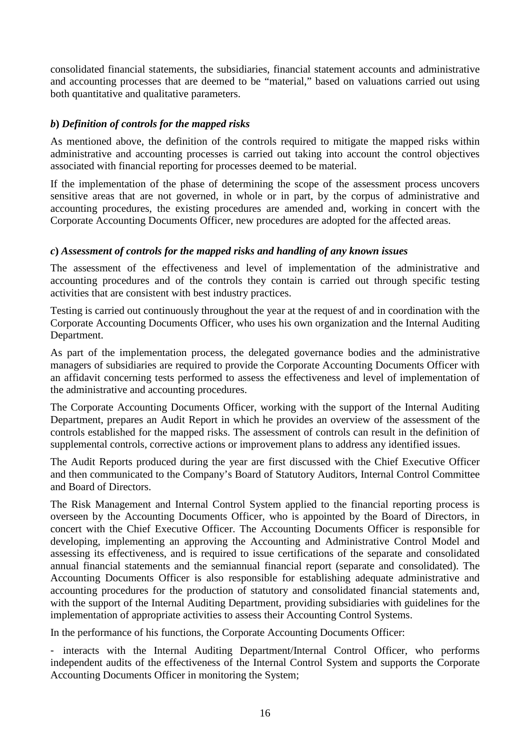consolidated financial statements, the subsidiaries, financial statement accounts and administrative and accounting processes that are deemed to be "material," based on valuations carried out using both quantitative and qualitative parameters.

### *b) Definition of controls for the mapped risks*

As mentioned above, the definition of the controls required to mitigate the mapped risks within administrative and accounting processes is carried out taking into account the control objectives associated with financial reporting for processes deemed to be material.

If the implementation of the phase of determining the scope of the assessment process uncovers sensitive areas that are not governed, in whole or in part, by the corpus of administrative and accounting procedures, the existing procedures are amended and, working in concert with the Corporate Accounting Documents Officer, new procedures are adopted for the affected areas.

### *c) Assessment of controls for the mapped risks and handling of any known issues*

The assessment of the effectiveness and level of implementation of the administrative and accounting procedures and of the controls they contain is carried out through specific testing activities that are consistent with best industry practices.

Testing is carried out continuously throughout the year at the request of and in coordination with the Corporate Accounting Documents Officer, who uses his own organization and the Internal Auditing Department.

As part of the implementation process, the delegated governance bodies and the administrative managers of subsidiaries are required to provide the Corporate Accounting Documents Officer with an affidavit concerning tests performed to assess the effectiveness and level of implementation of the administrative and accounting procedures.

The Corporate Accounting Documents Officer, working with the support of the Internal Auditing Department, prepares an Audit Report in which he provides an overview of the assessment of the controls established for the mapped risks. The assessment of controls can result in the definition of supplemental controls, corrective actions or improvement plans to address any identified issues.

The Audit Reports produced during the year are first discussed with the Chief Executive Officer and then communicated to the Company's Board of Statutory Auditors, Internal Control Committee and Board of Directors.

The Risk Management and Internal Control System applied to the financial reporting process is overseen by the Accounting Documents Officer, who is appointed by the Board of Directors, in concert with the Chief Executive Officer. The Accounting Documents Officer is responsible for developing, implementing an approving the Accounting and Administrative Control Model and assessing its effectiveness, and is required to issue certifications of the separate and consolidated annual financial statements and the semiannual financial report (separate and consolidated). The Accounting Documents Officer is also responsible for establishing adequate administrative and accounting procedures for the production of statutory and consolidated financial statements and, with the support of the Internal Auditing Department, providing subsidiaries with guidelines for the implementation of appropriate activities to assess their Accounting Control Systems.

In the performance of his functions, the Corporate Accounting Documents Officer:

- interacts with the Internal Auditing Department/Internal Control Officer, who performs independent audits of the effectiveness of the Internal Control System and supports the Corporate Accounting Documents Officer in monitoring the System;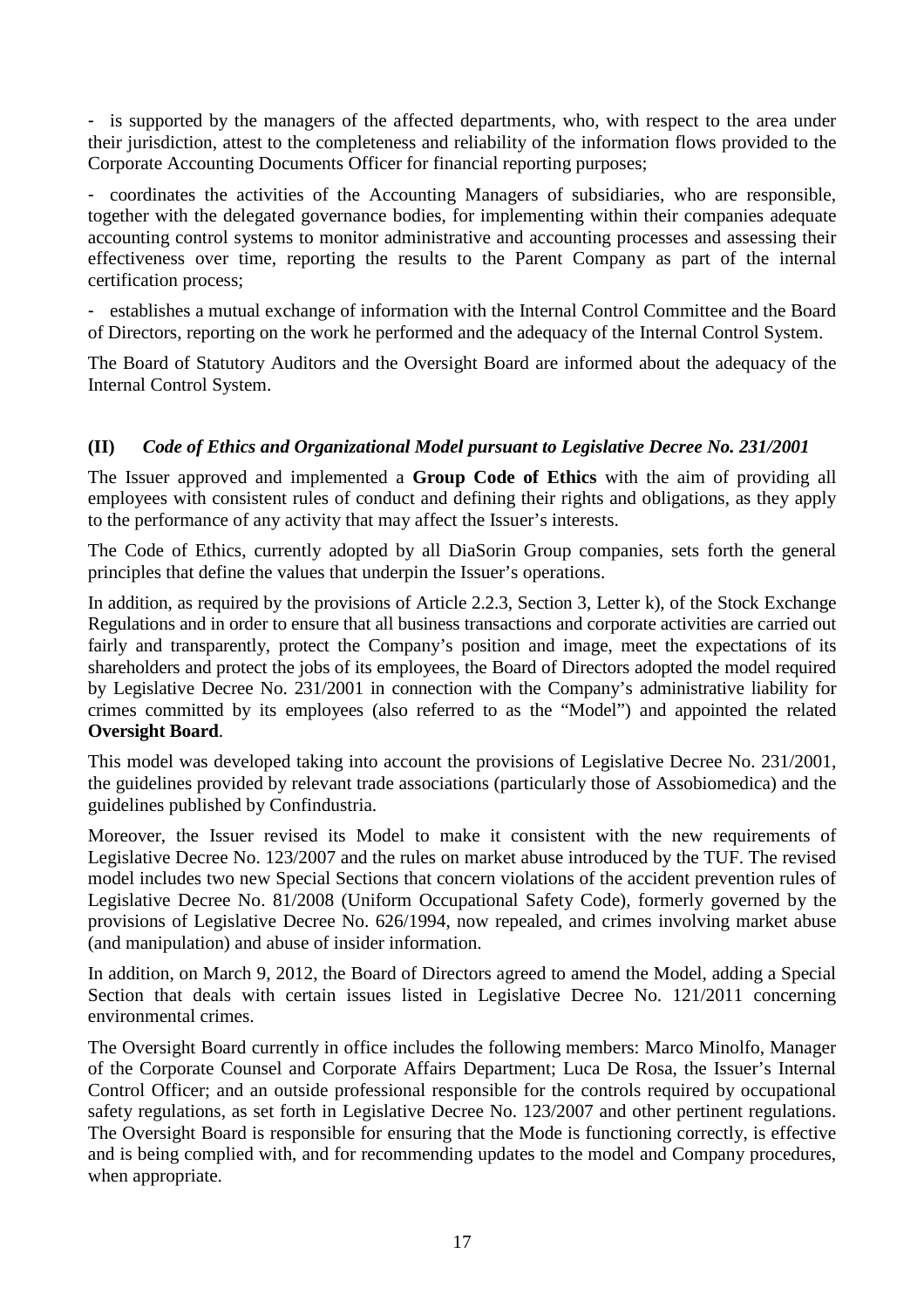- is supported by the managers of the affected departments, who, with respect to the area under their jurisdiction, attest to the completeness and reliability of the information flows provided to the Corporate Accounting Documents Officer for financial reporting purposes;

- coordinates the activities of the Accounting Managers of subsidiaries, who are responsible, together with the delegated governance bodies, for implementing within their companies adequate accounting control systems to monitor administrative and accounting processes and assessing their effectiveness over time, reporting the results to the Parent Company as part of the internal certification process;

- establishes a mutual exchange of information with the Internal Control Committee and the Board of Directors, reporting on the work he performed and the adequacy of the Internal Control System.

The Board of Statutory Auditors and the Oversight Board are informed about the adequacy of the Internal Control System.

### (II) *Code of Ethics and Organizational Model pursuant to Legislative Decree No. 231/2001*

The Issuer approved and implemented a **Group Code of Ethics** with the aim of providing all employees with consistent rules of conduct and defining their rights and obligations, as they apply to the performance of any activity that may affect the Issuer's interests.

The Code of Ethics, currently adopted by all DiaSorin Group companies, sets forth the general principles that define the values that underpin the Issuer's operations.

In addition, as required by the provisions of Article 2.2.3, Section 3, Letter k), of the Stock Exchange Regulations and in order to ensure that all business transactions and corporate activities are carried out fairly and transparently, protect the Company's position and image, meet the expectations of its shareholders and protect the jobs of its employees, the Board of Directors adopted the model required by Legislative Decree No. 231/2001 in connection with the Company's administrative liability for crimes committed by its employees (also referred to as the "Model") and appointed the related **Oversight Board**.

This model was developed taking into account the provisions of Legislative Decree No. 231/2001, the guidelines provided by relevant trade associations (particularly those of Assobiomedica) and the guidelines published by Confindustria.

Moreover, the Issuer revised its Model to make it consistent with the new requirements of Legislative Decree No. 123/2007 and the rules on market abuse introduced by the TUF. The revised model includes two new Special Sections that concern violations of the accident prevention rules of Legislative Decree No. 81/2008 (Uniform Occupational Safety Code), formerly governed by the provisions of Legislative Decree No. 626/1994, now repealed, and crimes involving market abuse (and manipulation) and abuse of insider information.

In addition, on March 9, 2012, the Board of Directors agreed to amend the Model, adding a Special Section that deals with certain issues listed in Legislative Decree No. 121/2011 concerning environmental crimes.

The Oversight Board currently in office includes the following members: Marco Minolfo, Manager of the Corporate Counsel and Corporate Affairs Department; Luca De Rosa, the Issuer's Internal Control Officer; and an outside professional responsible for the controls required by occupational safety regulations, as set forth in Legislative Decree No. 123/2007 and other pertinent regulations. The Oversight Board is responsible for ensuring that the Mode is functioning correctly, is effective and is being complied with, and for recommending updates to the model and Company procedures, when appropriate.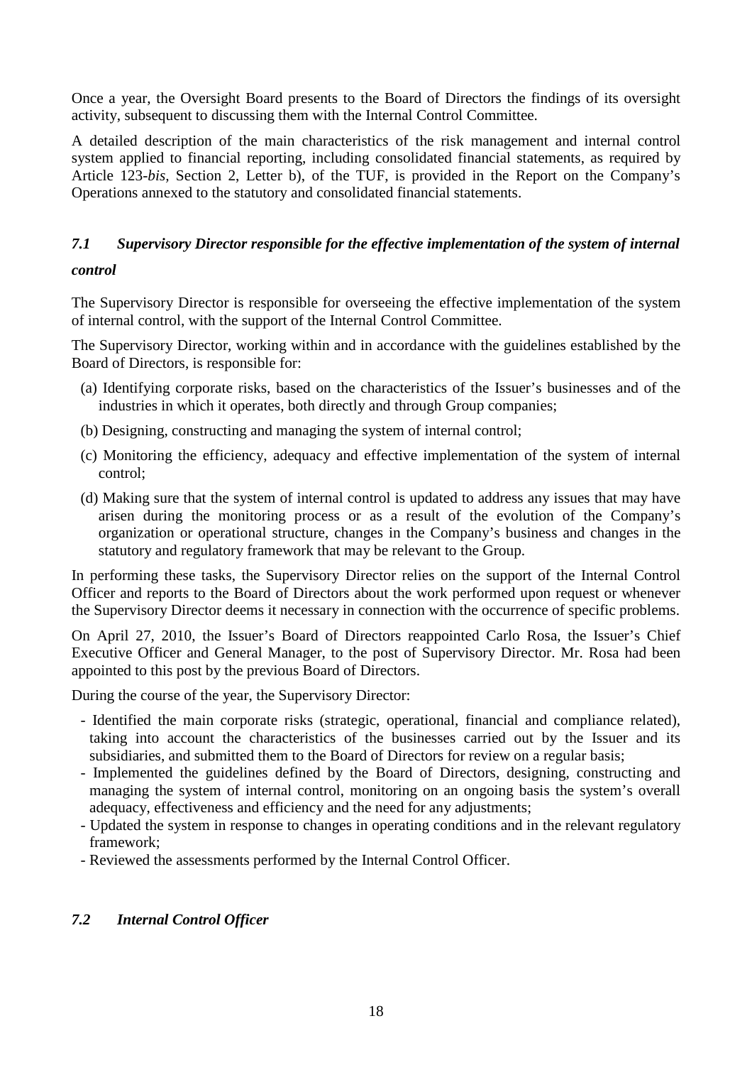Once a year, the Oversight Board presents to the Board of Directors the findings of its oversight activity, subsequent to discussing them with the Internal Control Committee.

A detailed description of the main characteristics of the risk management and internal control system applied to financial reporting, including consolidated financial statements, as required by Article 123-*bis*, Section 2, Letter b), of the TUF, is provided in the Report on the Company's Operations annexed to the statutory and consolidated financial statements.

### *7.1 Supervisory Director responsible for the effective implementation of the system of internal control*

The Supervisory Director is responsible for overseeing the effective implementation of the system of internal control, with the support of the Internal Control Committee.

The Supervisory Director, working within and in accordance with the guidelines established by the Board of Directors, is responsible for:

(a) Identifying corporate risks, based on the characteristics of the Issuer's businesses and of the industries in which it operates, both directly and through Group companies;

(b) Designing, constructing and managing the system of internal control;

(c) Monitoring the efficiency, adequacy and effective implementation of the system of internal control;

(d) Making sure that the system of internal control is updated to address any issues that may have arisen during the monitoring process or as a result of the evolution of the Company's organization or operational structure, changes in the Company's business and changes in the statutory and regulatory framework that may be relevant to the Group.

In performing these tasks, the Supervisory Director relies on the support of the Internal Control Officer and reports to the Board of Directors about the work performed upon request or whenever the Supervisory Director deems it necessary in connection with the occurrence of specific problems.

On April 27, 2010, the Issuer's Board of Directors reappointed Carlo Rosa, the Issuer's Chief Executive Officer and General Manager, to the post of Supervisory Director. Mr. Rosa had been appointed to this post by the previous Board of Directors.

During the course of the year, the Supervisory Director:

- Identified the main corporate risks (strategic, operational, financial and compliance related), taking into account the characteristics of the businesses carried out by the Issuer and its subsidiaries, and submitted them to the Board of Directors for review on a regular basis;
- Implemented the guidelines defined by the Board of Directors, designing, constructing and managing the system of internal control, monitoring on an ongoing basis the system's overall adequacy, effectiveness and efficiency and the need for any adjustments;
- Updated the system in response to changes in operating conditions and in the relevant regulatory framework;
- Reviewed the assessments performed by the Internal Control Officer.

### *7.2 Internal Control Officer*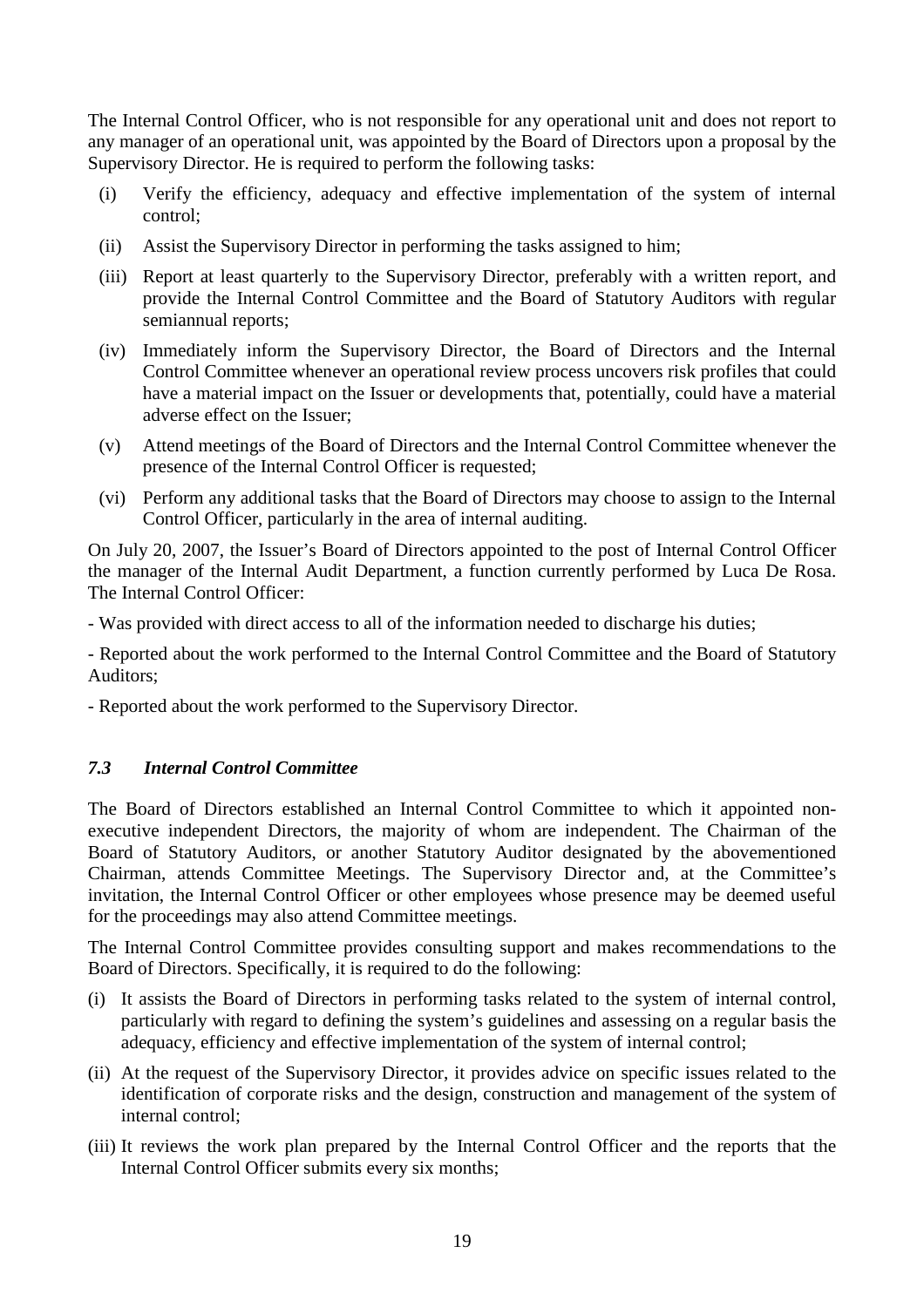The Internal Control Officer, who is not responsible for any operational unit and does not report to any manager of an operational unit, was appointed by the Board of Directors upon a proposal by the Supervisory Director. He is required to perform the following tasks:

(i) Verify the efficiency, adequacy and effective implementation of the system of internal control;

(ii) Assist the Supervisory Director in performing the tasks assigned to him;

(iii) Report at least quarterly to the Supervisory Director, preferably with a written report, and provide the Internal Control Committee and the Board of Statutory Auditors with regular semiannual reports;

(iv) Immediately inform the Supervisory Director, the Board of Directors and the Internal Control Committee whenever an operational review process uncovers risk profiles that could have a material impact on the Issuer or developments that, potentially, could have a material adverse effect on the Issuer;

(v) Attend meetings of the Board of Directors and the Internal Control Committee whenever the presence of the Internal Control Officer is requested;

(vi) Perform any additional tasks that the Board of Directors may choose to assign to the Internal Control Officer, particularly in the area of internal auditing.

On July 20, 2007, the Issuer's Board of Directors appointed to the post of Internal Control Officer the manager of the Internal Audit Department, a function currently performed by Luca De Rosa. The Internal Control Officer:

- Was provided with direct access to all of the information needed to discharge his duties;

- Reported about the work performed to the Internal Control Committee and the Board of Statutory Auditors;

- Reported about the work performed to the Supervisory Director.

### *7.3 Internal Control Committee*

The Board of Directors established an Internal Control Committee to which it appointed non-executive independent Directors, the majority of whom are independent. The Chairman of the Board of Statutory Auditors, or another Statutory Auditor designated by the abovementioned Chairman, attends Committee Meetings. The Supervisory Director and, at the Committee's invitation, the Internal Control Officer or other employees whose presence may be deemed useful for the proceedings may also attend Committee meetings.

The Internal Control Committee provides consulting support and makes recommendations to the Board of Directors. Specifically, it is required to do the following:

(i) It assists the Board of Directors in performing tasks related to the system of internal control, particularly with regard to defining the system's guidelines and assessing on a regular basis the adequacy, efficiency and effective implementation of the system of internal control;

(ii) At the request of the Supervisory Director, it provides advice on specific issues related to the identification of corporate risks and the design, construction and management of the system of internal control;

(iii) It reviews the work plan prepared by the Internal Control Officer and the reports that the Internal Control Officer submits every six months;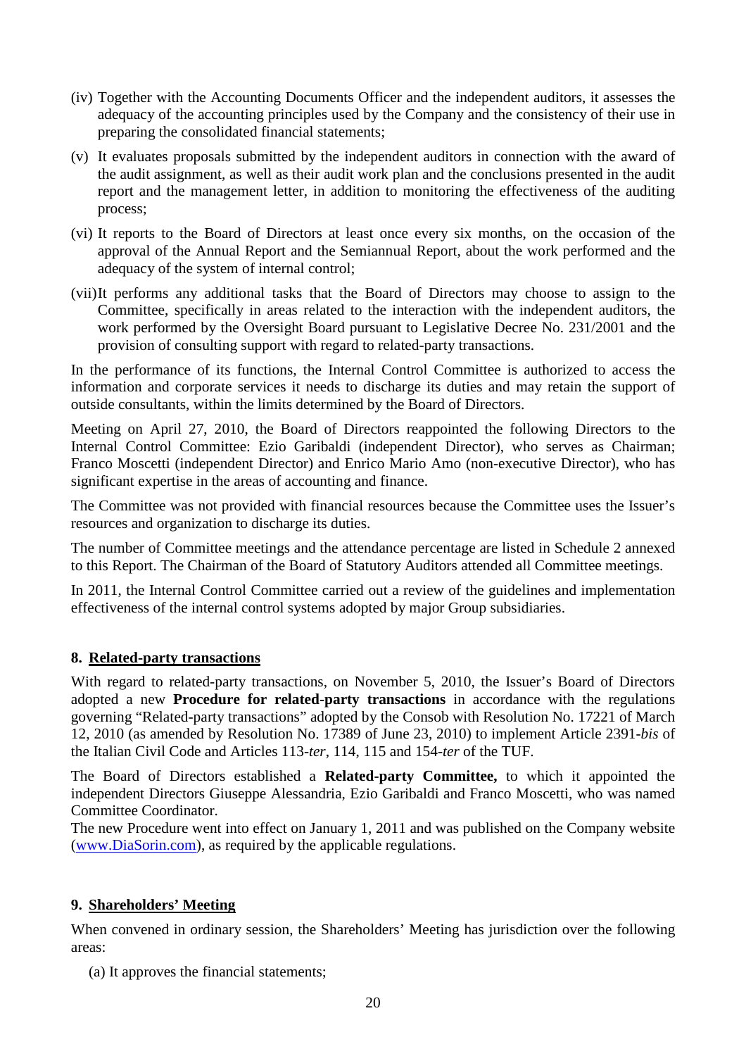(iv) Together with the Accounting Documents Officer and the independent auditors, it assesses the adequacy of the accounting principles used by the Company and the consistency of their use in preparing the consolidated financial statements;

(v) It evaluates proposals submitted by the independent auditors in connection with the award of the audit assignment, as well as their audit work plan and the conclusions presented in the audit report and the management letter, in addition to monitoring the effectiveness of the auditing process;

(vi) It reports to the Board of Directors at least once every six months, on the occasion of the approval of the Annual Report and the Semiannual Report, about the work performed and the adequacy of the system of internal control;

(vii) It performs any additional tasks that the Board of Directors may choose to assign to the Committee, specifically in areas related to the interaction with the independent auditors, the work performed by the Oversight Board pursuant to Legislative Decree No. 231/2001 and the provision of consulting support with regard to related-party transactions.

In the performance of its functions, the Internal Control Committee is authorized to access the information and corporate services it needs to discharge its duties and may retain the support of outside consultants, within the limits determined by the Board of Directors.

Meeting on April 27, 2010, the Board of Directors reappointed the following Directors to the Internal Control Committee: Ezio Garibaldi (independent Director), who serves as Chairman; Franco Moscetti (independent Director) and Enrico Mario Amo (non-executive Director), who has significant expertise in the areas of accounting and finance.

The Committee was not provided with financial resources because the Committee uses the Issuer's resources and organization to discharge its duties.

The number of Committee meetings and the attendance percentage are listed in Schedule 2 annexed to this Report. The Chairman of the Board of Statutory Auditors attended all Committee meetings.

In 2011, the Internal Control Committee carried out a review of the guidelines and implementation effectiveness of the internal control systems adopted by major Group subsidiaries.

## 8. Related-party transactions

With regard to related-party transactions, on November 5, 2010, the Issuer's Board of Directors adopted a new **Procedure for related-party transactions** in accordance with the regulations governing "Related-party transactions" adopted by the Consob with Resolution No. 17221 of March 12, 2010 (as amended by Resolution No. 17389 of June 23, 2010) to implement Article 2391-*bis* of the Italian Civil Code and Articles 113-*ter*, 114, 115 and 154-*ter* of the TUF.

The Board of Directors established a **Related-party Committee,** to which it appointed the independent Directors Giuseppe Alessandria, Ezio Garibaldi and Franco Moscetti, who was named Committee Coordinator.

The new Procedure went into effect on January 1, 2011 and was published on the Company website ([www.DiaSorin.com](www.DiaSorin.com)), as required by the applicable regulations.

## 9. Shareholders' Meeting

When convened in ordinary session, the Shareholders' Meeting has jurisdiction over the following areas:

(a) It approves the financial statements;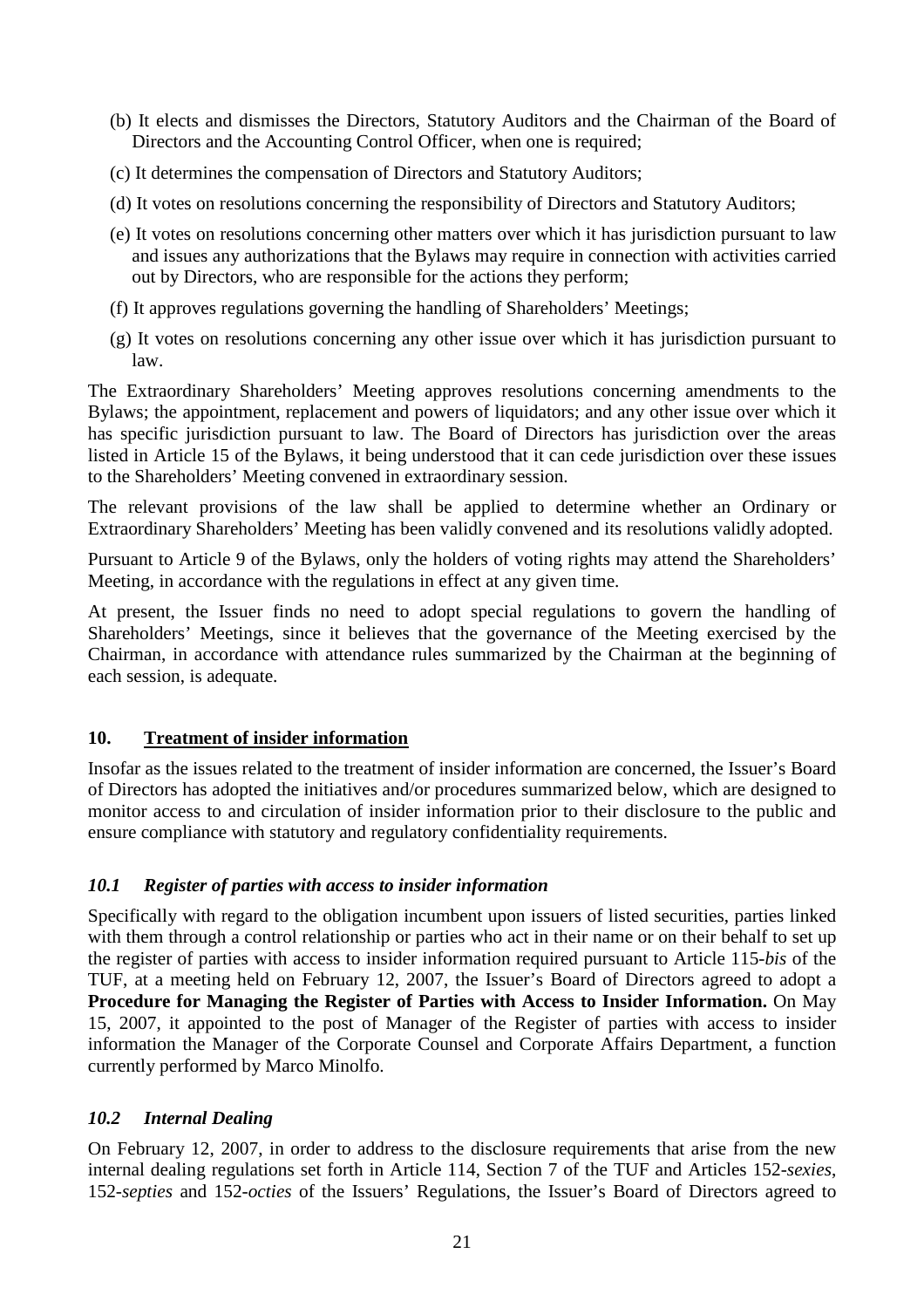(b) It elects and dismisses the Directors, Statutory Auditors and the Chairman of the Board of Directors and the Accounting Control Officer, when one is required;

(c) It determines the compensation of Directors and Statutory Auditors;

(d) It votes on resolutions concerning the responsibility of Directors and Statutory Auditors;

(e) It votes on resolutions concerning other matters over which it has jurisdiction pursuant to law and issues any authorizations that the Bylaws may require in connection with activities carried out by Directors, who are responsible for the actions they perform;

(f) It approves regulations governing the handling of Shareholders' Meetings;

(g) It votes on resolutions concerning any other issue over which it has jurisdiction pursuant to law.

The Extraordinary Shareholders' Meeting approves resolutions concerning amendments to the Bylaws; the appointment, replacement and powers of liquidators; and any other issue over which it has specific jurisdiction pursuant to law. The Board of Directors has jurisdiction over the areas listed in Article 15 of the Bylaws, it being understood that it can cede jurisdiction over these issues to the Shareholders' Meeting convened in extraordinary session.

The relevant provisions of the law shall be applied to determine whether an Ordinary or Extraordinary Shareholders' Meeting has been validly convened and its resolutions validly adopted.

Pursuant to Article 9 of the Bylaws, only the holders of voting rights may attend the Shareholders' Meeting, in accordance with the regulations in effect at any given time.

At present, the Issuer finds no need to adopt special regulations to govern the handling of Shareholders' Meetings, since it believes that the governance of the Meeting exercised by the Chairman, in accordance with attendance rules summarized by the Chairman at the beginning of each session, is adequate.

## 10. Treatment of insider information

Insofar as the issues related to the treatment of insider information are concerned, the Issuer's Board of Directors has adopted the initiatives and/or procedures summarized below, which are designed to monitor access to and circulation of insider information prior to their disclosure to the public and ensure compliance with statutory and regulatory confidentiality requirements.

### *10.1 Register of parties with access to insider information*

Specifically with regard to the obligation incumbent upon issuers of listed securities, parties linked with them through a control relationship or parties who act in their name or on their behalf to set up the register of parties with access to insider information required pursuant to Article 115-*bis* of the TUF, at a meeting held on February 12, 2007, the Issuer's Board of Directors agreed to adopt a **Procedure for Managing the Register of Parties with Access to Insider Information.** On May 15, 2007, it appointed to the post of Manager of the Register of parties with access to insider information the Manager of the Corporate Counsel and Corporate Affairs Department, a function currently performed by Marco Minolfo.

### *10.2 Internal Dealing*

On February 12, 2007, in order to address to the disclosure requirements that arise from the new internal dealing regulations set forth in Article 114, Section 7 of the TUF and Articles 152-*sexies*, 152-*septies* and 152-*octies* of the Issuers' Regulations, the Issuer's Board of Directors agreed to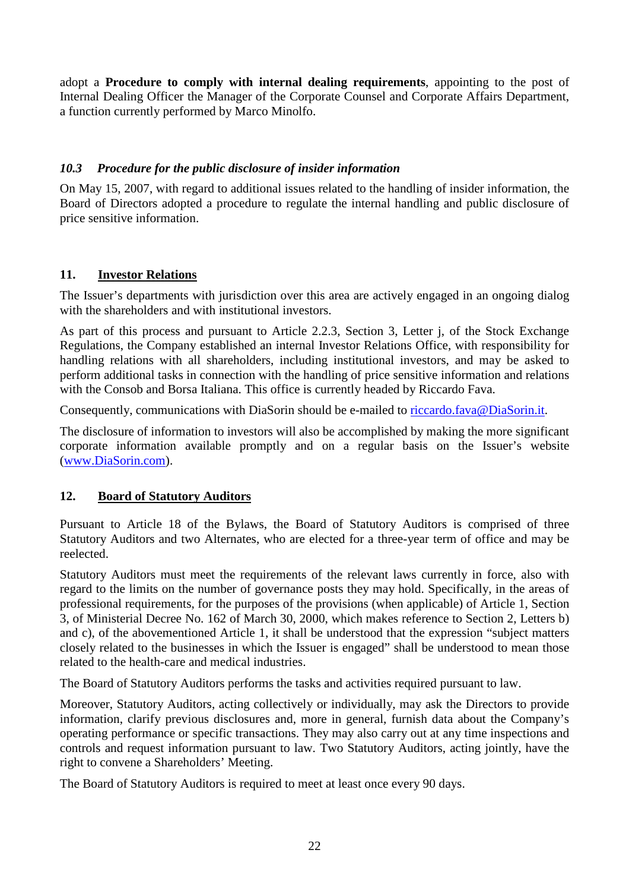adopt a **Procedure to comply with internal dealing requirements**, appointing to the post of Internal Dealing Officer the Manager of the Corporate Counsel and Corporate Affairs Department, a function currently performed by Marco Minolfo.

### *10.3 Procedure for the public disclosure of insider information*

On May 15, 2007, with regard to additional issues related to the handling of insider information, the Board of Directors adopted a procedure to regulate the internal handling and public disclosure of price sensitive information.

## 11. Investor Relations

The Issuer's departments with jurisdiction over this area are actively engaged in an ongoing dialog with the shareholders and with institutional investors.

As part of this process and pursuant to Article 2.2.3, Section 3, Letter j, of the Stock Exchange Regulations, the Company established an internal Investor Relations Office, with responsibility for handling relations with all shareholders, including institutional investors, and may be asked to perform additional tasks in connection with the handling of price sensitive information and relations with the Consob and Borsa Italiana. This office is currently headed by Riccardo Fava.

Consequently, communications with DiaSorin should be e-mailed to riccardo.fava@DiaSorin.it.

The disclosure of information to investors will also be accomplished by making the more significant corporate information available promptly and on a regular basis on the Issuer's website (www.DiaSorin.com).

## 12. Board of Statutory Auditors

Pursuant to Article 18 of the Bylaws, the Board of Statutory Auditors is comprised of three Statutory Auditors and two Alternates, who are elected for a three-year term of office and may be reelected.

Statutory Auditors must meet the requirements of the relevant laws currently in force, also with regard to the limits on the number of governance posts they may hold. Specifically, in the areas of professional requirements, for the purposes of the provisions (when applicable) of Article 1, Section 3, of Ministerial Decree No. 162 of March 30, 2000, which makes reference to Section 2, Letters b) and c), of the abovementioned Article 1, it shall be understood that the expression "subject matters closely related to the businesses in which the Issuer is engaged" shall be understood to mean those related to the health-care and medical industries.

The Board of Statutory Auditors performs the tasks and activities required pursuant to law.

Moreover, Statutory Auditors, acting collectively or individually, may ask the Directors to provide information, clarify previous disclosures and, more in general, furnish data about the Company's operating performance or specific transactions. They may also carry out at any time inspections and controls and request information pursuant to law. Two Statutory Auditors, acting jointly, have the right to convene a Shareholders' Meeting.

The Board of Statutory Auditors is required to meet at least once every 90 days.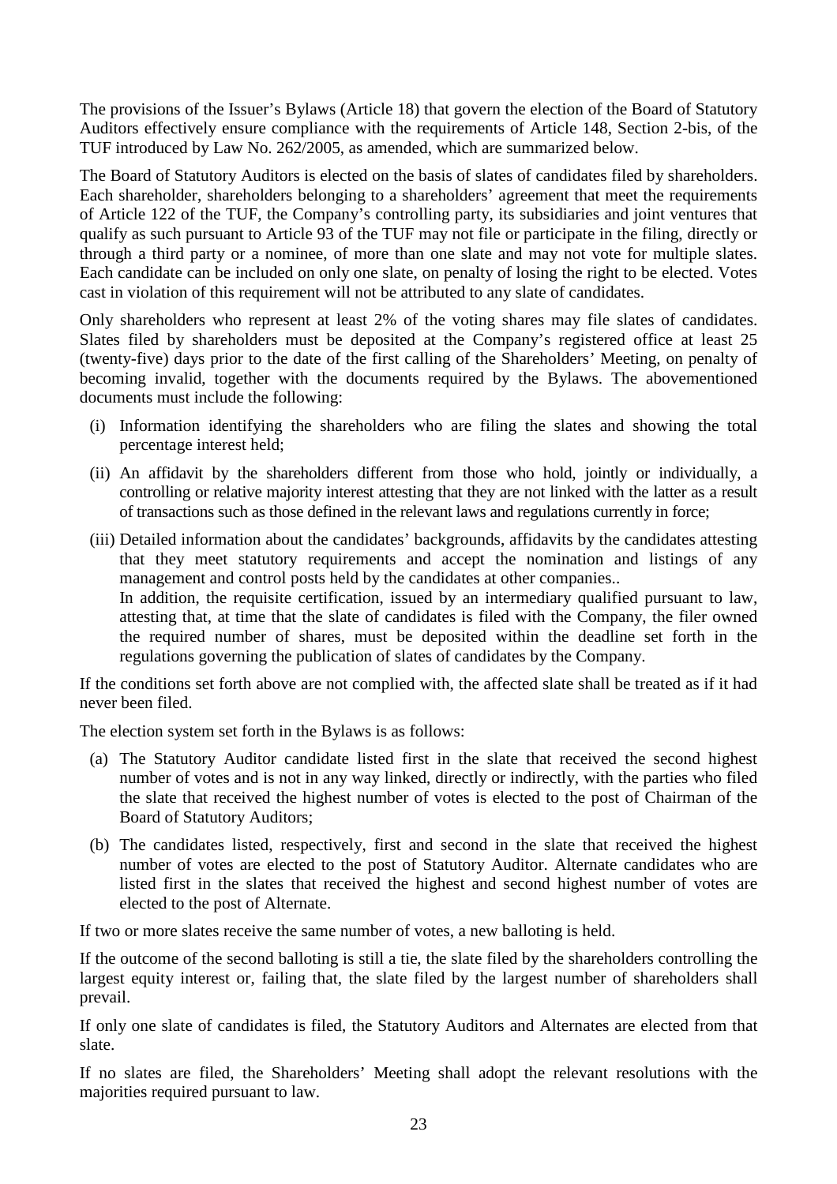The provisions of the Issuer's Bylaws (Article 18) that govern the election of the Board of Statutory Auditors effectively ensure compliance with the requirements of Article 148, Section 2-bis, of the TUF introduced by Law No. 262/2005, as amended, which are summarized below.

The Board of Statutory Auditors is elected on the basis of slates of candidates filed by shareholders. Each shareholder, shareholders belonging to a shareholders' agreement that meet the requirements of Article 122 of the TUF, the Company's controlling party, its subsidiaries and joint ventures that qualify as such pursuant to Article 93 of the TUF may not file or participate in the filing, directly or through a third party or a nominee, of more than one slate and may not vote for multiple slates. Each candidate can be included on only one slate, on penalty of losing the right to be elected. Votes cast in violation of this requirement will not be attributed to any slate of candidates.

Only shareholders who represent at least 2% of the voting shares may file slates of candidates. Slates filed by shareholders must be deposited at the Company's registered office at least 25 (twenty-five) days prior to the date of the first calling of the Shareholders' Meeting, on penalty of becoming invalid, together with the documents required by the Bylaws. The abovementioned documents must include the following:

(i) Information identifying the shareholders who are filing the slates and showing the total percentage interest held;

(ii) An affidavit by the shareholders different from those who hold, jointly or individually, a controlling or relative majority interest attesting that they are not linked with the latter as a result of transactions such as those defined in the relevant laws and regulations currently in force;

(iii) Detailed information about the candidates' backgrounds, affidavits by the candidates attesting that they meet statutory requirements and accept the nomination and listings of any management and control posts held by the candidates at other companies..
In addition, the requisite certification, issued by an intermediary qualified pursuant to law, attesting that, at time that the slate of candidates is filed with the Company, the filer owned the required number of shares, must be deposited within the deadline set forth in the regulations governing the publication of slates of candidates by the Company.

If the conditions set forth above are not complied with, the affected slate shall be treated as if it had never been filed.

The election system set forth in the Bylaws is as follows:

(a) The Statutory Auditor candidate listed first in the slate that received the second highest number of votes and is not in any way linked, directly or indirectly, with the parties who filed the slate that received the highest number of votes is elected to the post of Chairman of the Board of Statutory Auditors;

(b) The candidates listed, respectively, first and second in the slate that received the highest number of votes are elected to the post of Statutory Auditor. Alternate candidates who are listed first in the slates that received the highest and second highest number of votes are elected to the post of Alternate.

If two or more slates receive the same number of votes, a new balloting is held.

If the outcome of the second balloting is still a tie, the slate filed by the shareholders controlling the largest equity interest or, failing that, the slate filed by the largest number of shareholders shall prevail.

If only one slate of candidates is filed, the Statutory Auditors and Alternates are elected from that slate.

If no slates are filed, the Shareholders' Meeting shall adopt the relevant resolutions with the majorities required pursuant to law.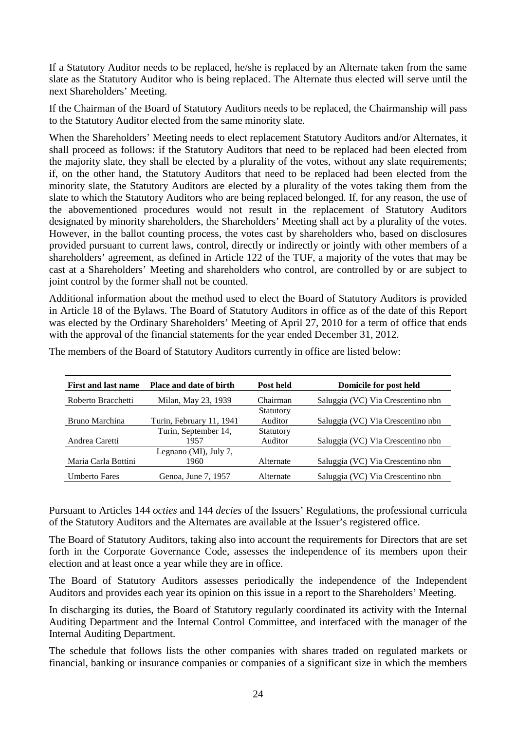If a Statutory Auditor needs to be replaced, he/she is replaced by an Alternate taken from the same slate as the Statutory Auditor who is being replaced. The Alternate thus elected will serve until the next Shareholders' Meeting.

If the Chairman of the Board of Statutory Auditors needs to be replaced, the Chairmanship will pass to the Statutory Auditor elected from the same minority slate.

When the Shareholders' Meeting needs to elect replacement Statutory Auditors and/or Alternates, it shall proceed as follows: if the Statutory Auditors that need to be replaced had been elected from the majority slate, they shall be elected by a plurality of the votes, without any slate requirements; if, on the other hand, the Statutory Auditors that need to be replaced had been elected from the minority slate, the Statutory Auditors are elected by a plurality of the votes taking them from the slate to which the Statutory Auditors who are being replaced belonged. If, for any reason, the use of the abovementioned procedures would not result in the replacement of Statutory Auditors designated by minority shareholders, the Shareholders' Meeting shall act by a plurality of the votes. However, in the ballot counting process, the votes cast by shareholders who, based on disclosures provided pursuant to current laws, control, directly or indirectly or jointly with other members of a shareholders' agreement, as defined in Article 122 of the TUF, a majority of the votes that may be cast at a Shareholders' Meeting and shareholders who control, are controlled by or are subject to joint control by the former shall not be counted.

Additional information about the method used to elect the Board of Statutory Auditors is provided in Article 18 of the Bylaws. The Board of Statutory Auditors in office as of the date of this Report was elected by the Ordinary Shareholders' Meeting of April 27, 2010 for a term of office that ends with the approval of the financial statements for the year ended December 31, 2012.

The members of the Board of Statutory Auditors currently in office are listed below:

| First and last name | Place and date of birth | Post held | Domicile for post held |
|---|---|---|---|
| Roberto Bracchetti | Milan, May 23, 1939 | Chairman | Saluggia (VC) Via Crescentino nbn |
| Bruno Marchina | Turin, February 11, 1941 | Statutory Auditor | Saluggia (VC) Via Crescentino nbn |
| Andrea Caretti | Turin, September 14, 1957 | Statutory Auditor | Saluggia (VC) Via Crescentino nbn |
| Maria Carla Bottini | Legnano (MI), July 7, 1960 | Alternate | Saluggia (VC) Via Crescentino nbn |
| Umberto Fares | Genoa, June 7, 1957 | Alternate | Saluggia (VC) Via Crescentino nbn |

Pursuant to Articles 144 *octies* and 144 *decies* of the Issuers' Regulations, the professional curricula of the Statutory Auditors and the Alternates are available at the Issuer's registered office.

The Board of Statutory Auditors, taking also into account the requirements for Directors that are set forth in the Corporate Governance Code, assesses the independence of its members upon their election and at least once a year while they are in office.

The Board of Statutory Auditors assesses periodically the independence of the Independent Auditors and provides each year its opinion on this issue in a report to the Shareholders' Meeting.

In discharging its duties, the Board of Statutory regularly coordinated its activity with the Internal Auditing Department and the Internal Control Committee, and interfaced with the manager of the Internal Auditing Department.

The schedule that follows lists the other companies with shares traded on regulated markets or financial, banking or insurance companies or companies of a significant size in which the members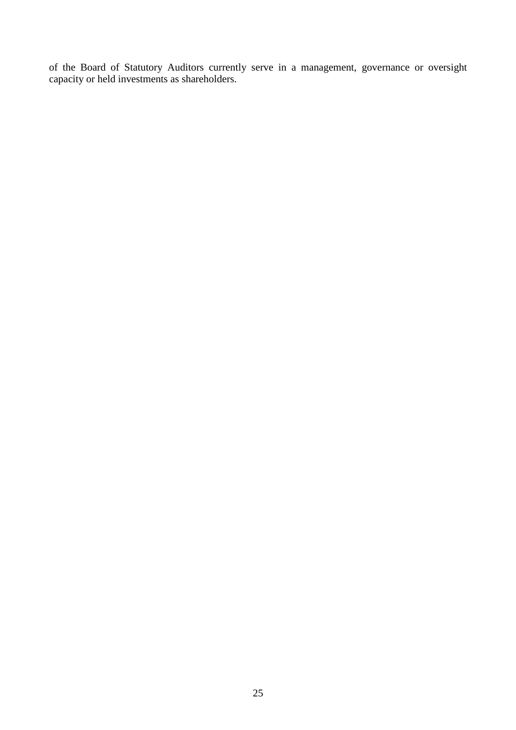of the Board of Statutory Auditors currently serve in a management, governance or oversight capacity or held investments as shareholders.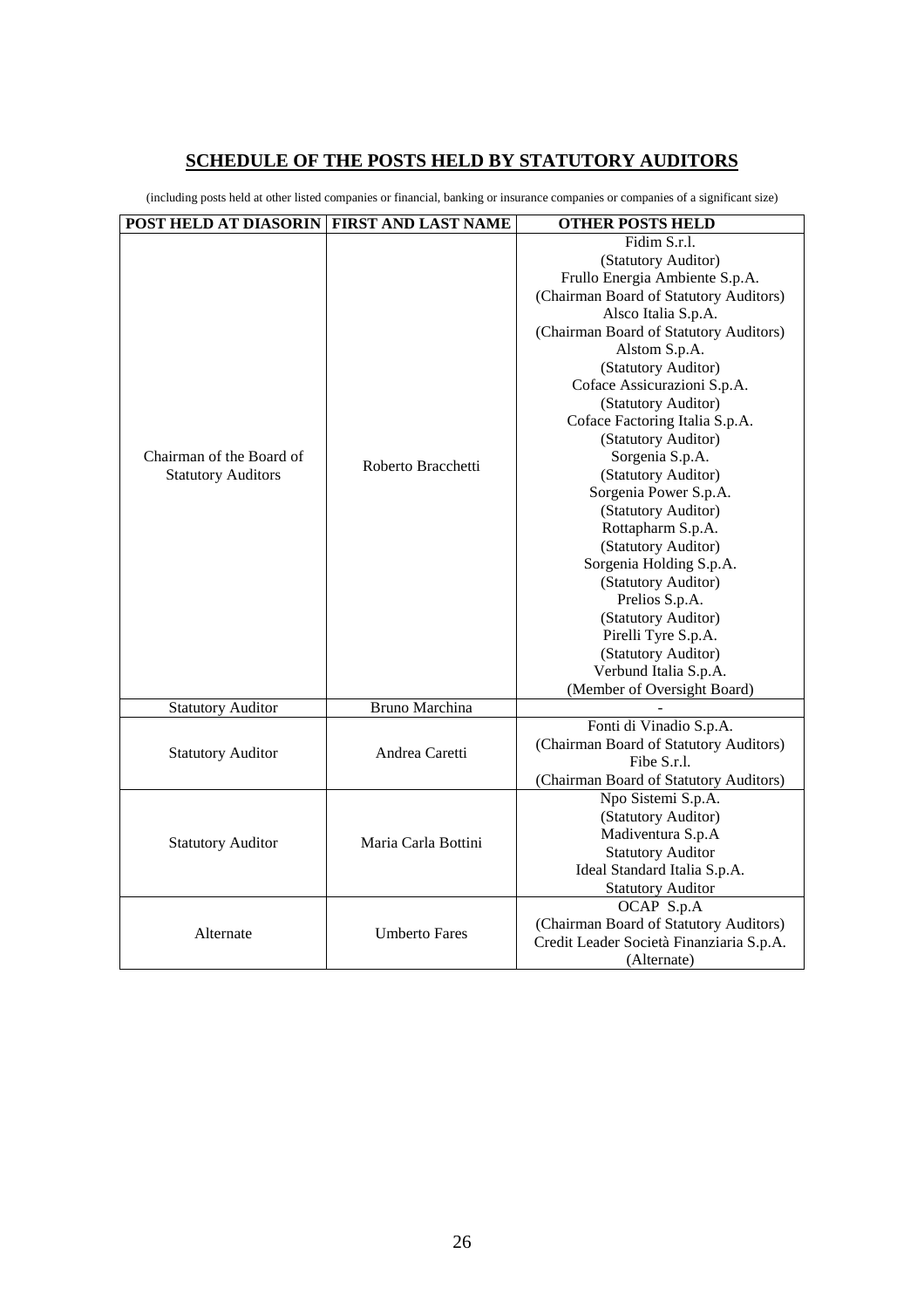## SCHEDULE OF THE POSTS HELD BY STATUTORY AUDITORS

(including posts held at other listed companies or financial, banking or insurance companies or companies of a significant size)

| POST HELD AT DIASORIN | FIRST AND LAST NAME | OTHER POSTS HELD |
|---|---|---|
| Chairman of the Board of Statutory Auditors | Roberto Bracchetti | Fidim S.r.l. (Statutory Auditor) Frullo Energia Ambiente S.p.A. (Chairman Board of Statutory Auditors) Alsco Italia S.p.A. (Chairman Board of Statutory Auditors) Alstom S.p.A. (Statutory Auditor) Coface Assicurazioni S.p.A. (Statutory Auditor) Coface Factoring Italia S.p.A. (Statutory Auditor) Sorgenia S.p.A. (Statutory Auditor) Sorgenia Power S.p.A. (Statutory Auditor) Rottapharm S.p.A. (Statutory Auditor) Sorgenia Holding S.p.A. (Statutory Auditor) Prelios S.p.A. (Statutory Auditor) Pirelli Tyre S.p.A. (Statutory Auditor) Verbund Italia S.p.A. (Member of Oversight Board) |
| Statutory Auditor | Bruno Marchina | - |
| Statutory Auditor | Andrea Caretti | Fonti di Vinadio S.p.A. (Chairman Board of Statutory Auditors) Fibe S.r.l. (Chairman Board of Statutory Auditors) |
| Statutory Auditor | Maria Carla Bottini | Npo Sistemi S.p.A. (Statutory Auditor) Madiventura S.p.A Statutory Auditor Ideal Standard Italia S.p.A. Statutory Auditor |
| Alternate | Umberto Fares | OCAP S.p.A (Chairman Board of Statutory Auditors) Credit Leader Società Finanziaria S.p.A. (Alternate) |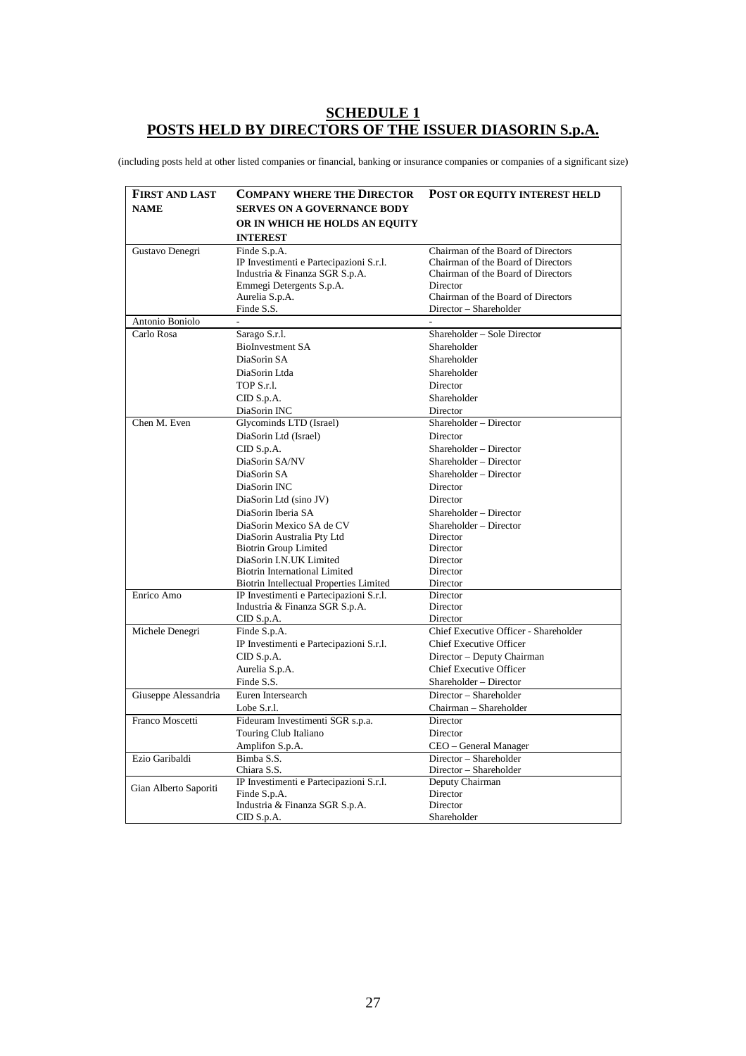# SCHEDULE 1
# POSTS HELD BY DIRECTORS OF THE ISSUER DIASORIN S.p.A.

(including posts held at other listed companies or financial, banking or insurance companies or companies of a significant size)

| FIRST AND LAST NAME | COMPANY WHERE THE DIRECTOR SERVES ON A GOVERNANCE BODY OR IN WHICH HE HOLDS AN EQUITY INTEREST | POST OR EQUITY INTEREST HELD |
|---|---|---|
| Gustavo Denegri | Finde S.p.A. | Chairman of the Board of Directors |
| | IP Investimenti e Partecipazioni S.r.l. | Chairman of the Board of Directors |
| | Industria & Finanza SGR S.p.A. | Chairman of the Board of Directors |
| | Emmegi Detergents S.p.A. | Director |
| | Aurelia S.p.A. | Chairman of the Board of Directors |
| | Finde S.S. | Director – Shareholder |
| Antonio Boniolo | - | - |
| Carlo Rosa | Sarago S.r.l. | Shareholder – Sole Director |
| | BioInvestment SA | Shareholder |
| | DiaSorin SA | Shareholder |
| | DiaSorin Ltda | Shareholder |
| | TOP S.r.l. | Director |
| | CID S.p.A. | Shareholder |
| | DiaSorin INC | Director |
| Chen M. Even | Glycominds LTD (Israel) | Shareholder – Director |
| | DiaSorin Ltd (Israel) | Director |
| | CID S.p.A. | Shareholder – Director |
| | DiaSorin SA/NV | Shareholder – Director |
| | DiaSorin SA | Shareholder – Director |
| | DiaSorin INC | Director |
| | DiaSorin Ltd (sino JV) | Director |
| | DiaSorin Iberia SA | Shareholder – Director |
| | DiaSorin Mexico SA de CV | Shareholder – Director |
| | DiaSorin Australia Pty Ltd | Director |
| | Biotrin Group Limited | Director |
| | DiaSorin I.N.UK Limited | Director |
| | Biotrin International Limited | Director |
| | Biotrin Intellectual Properties Limited | Director |
| Enrico Amo | IP Investimenti e Partecipazioni S.r.l. | Director |
| | Industria & Finanza SGR S.p.A. | Director |
| | CID S.p.A. | Director |
| Michele Denegri | Finde S.p.A. | Chief Executive Officer - Shareholder |
| | IP Investimenti e Partecipazioni S.r.l. | Chief Executive Officer |
| | CID S.p.A. | Director – Deputy Chairman |
| | Aurelia S.p.A. | Chief Executive Officer |
| | Finde S.S. | Shareholder – Director |
| Giuseppe Alessandria | Euren Intersearch | Director – Shareholder |
| | Lobe S.r.l. | Chairman – Shareholder |
| Franco Moscetti | Fideuram Investimenti SGR s.p.a. | Director |
| | Touring Club Italiano | Director |
| | Amplifon S.p.A. | CEO – General Manager |
| Ezio Garibaldi | Bimba S.S. | Director – Shareholder |
| | Chiara S.S. | Director – Shareholder |
| Gian Alberto Saporiti | IP Investimenti e Partecipazioni S.r.l. | Deputy Chairman |
| | Finde S.p.A. | Director |
| | Industria & Finanza SGR S.p.A. | Director |
| | CID S.p.A. | Shareholder |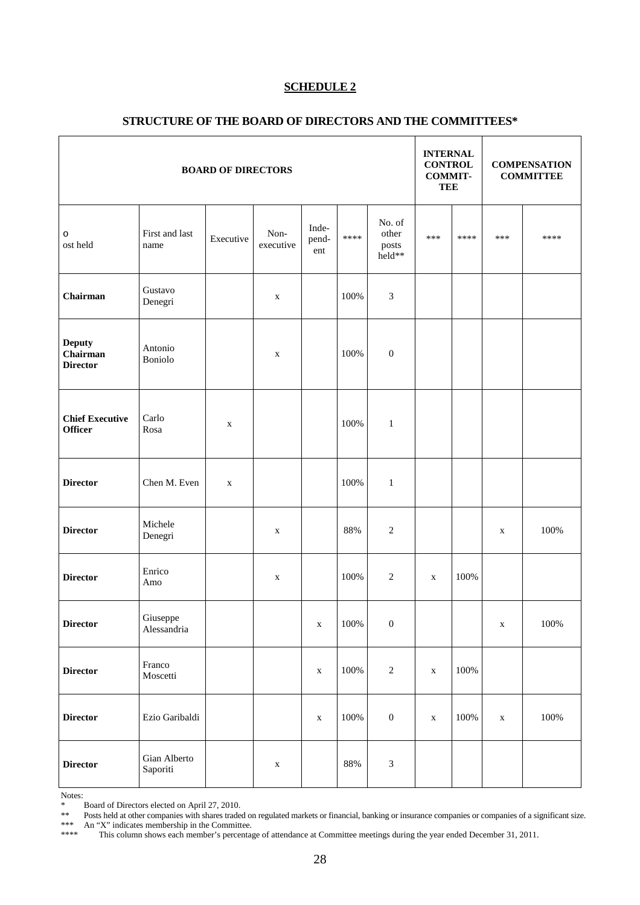**SCHEDULE 2**

**STRUCTURE OF THE BOARD OF DIRECTORS AND THE COMMITTEES***

| BOARD OF DIRECTORS | | | | | | | INTERNAL CONTROL COMMIT-TEE | | COMPENSATION COMMITTEE | |
|---|---|---|---|---|---|---|---|---|---|---|
| o ost held | First and last name | Executive | Non-executive | Inde-pend-ent | **** | No. of other posts held** | *** | **** | *** | **** |
| **Chairman** | Gustavo Denegri | | x | | 100% | 3 | | | | |
| **Deputy Chairman Director** | Antonio Boniolo | | x | | 100% | 0 | | | | |
| **Chief Executive Officer** | Carlo Rosa | x | | | 100% | 1 | | | | |
| **Director** | Chen M. Even | x | | | 100% | 1 | | | | |
| **Director** | Michele Denegri | | x | | 88% | 2 | | | x | 100% |
| **Director** | Enrico Amo | | x | | 100% | 2 | x | 100% | | |
| **Director** | Giuseppe Alessandria | | | x | 100% | 0 | | | x | 100% |
| **Director** | Franco Moscetti | | | x | 100% | 2 | x | 100% | | |
| **Director** | Ezio Garibaldi | | | x | 100% | 0 | x | 100% | x | 100% |
| **Director** | Gian Alberto Saporiti | | x | | 88% | 3 | | | | |

Notes:

\* Board of Directors elected on April 27, 2010.

\*\* Posts held at other companies with shares traded on regulated markets or financial, banking or insurance companies or companies of a significant size.

\*\*\* An "X" indicates membership in the Committee.

\*\*\*\* This column shows each member's percentage of attendance at Committee meetings during the year ended December 31, 2011.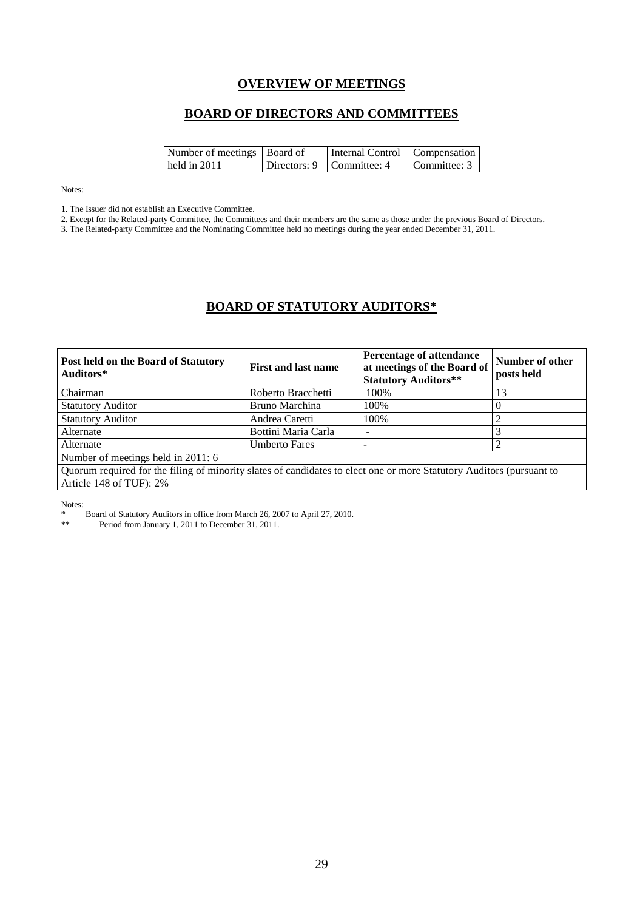# OVERVIEW OF MEETINGS

## BOARD OF DIRECTORS AND COMMITTEES

| Number of meetings held in 2011 | Board of Directors: 9 | Internal Control Committee: 4 | Compensation Committee: 3 |
|---|---|---|---|

Notes:

1. The Issuer did not establish an Executive Committee.
2. Except for the Related-party Committee, the Committees and their members are the same as those under the previous Board of Directors.
3. The Related-party Committee and the Nominating Committee held no meetings during the year ended December 31, 2011.

## BOARD OF STATUTORY AUDITORS*

| Post held on the Board of Statutory Auditors* | First and last name | Percentage of attendance at meetings of the Board of Statutory Auditors** | Number of other posts held |
|---|---|---|---|
| Chairman | Roberto Bracchetti | 100% | 13 |
| Statutory Auditor | Bruno Marchina | 100% | 0 |
| Statutory Auditor | Andrea Caretti | 100% | 2 |
| Alternate | Bottini Maria Carla | - | 3 |
| Alternate | Umberto Fares | - | 2 |
| Number of meetings held in 2011: 6 | | | |
| Quorum required for the filing of minority slates of candidates to elect one or more Statutory Auditors (pursuant to Article 148 of TUF): 2% | | | |

Notes:

\* Board of Statutory Auditors in office from March 26, 2007 to April 27, 2010.

** Period from January 1, 2011 to December 31, 2011.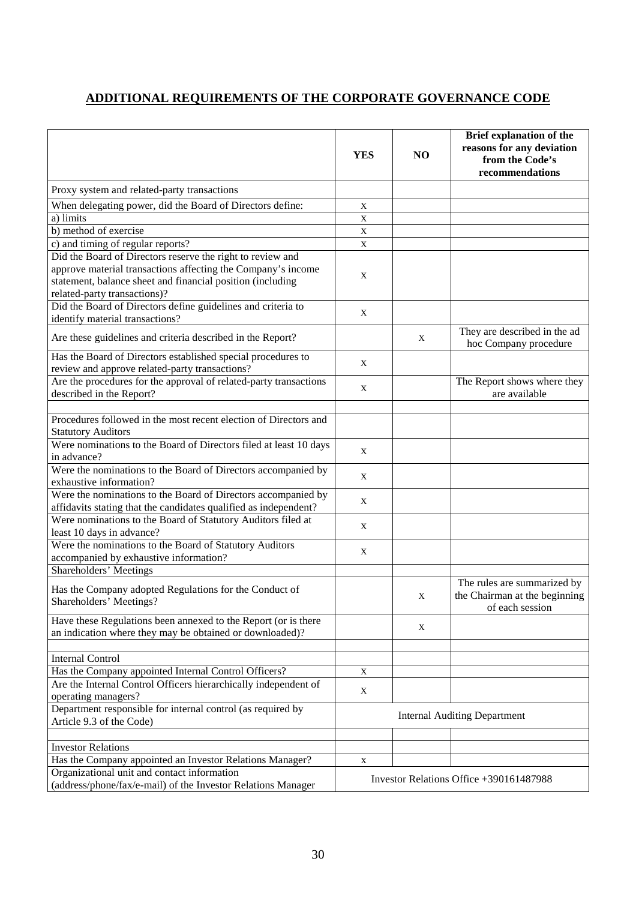## ADDITIONAL REQUIREMENTS OF THE CORPORATE GOVERNANCE CODE

| | YES | NO | Brief explanation of the reasons for any deviation from the Code's recommendations |
|---|---|---|---|
| Proxy system and related-party transactions | | | |
| When delegating power, did the Board of Directors define: | X | | |
| a) limits | X | | |
| b) method of exercise | X | | |
| c) and timing of regular reports? | X | | |
| Did the Board of Directors reserve the right to review and approve material transactions affecting the Company's income statement, balance sheet and financial position (including related-party transactions)? | X | | |
| Did the Board of Directors define guidelines and criteria to identify material transactions? | X | | |
| Are these guidelines and criteria described in the Report? | | X | They are described in the ad hoc Company procedure |
| Has the Board of Directors established special procedures to review and approve related-party transactions? | X | | |
| Are the procedures for the approval of related-party transactions described in the Report? | X | | The Report shows where they are available |
| | | | |
| Procedures followed in the most recent election of Directors and Statutory Auditors | | | |
| Were nominations to the Board of Directors filed at least 10 days in advance? | X | | |
| Were the nominations to the Board of Directors accompanied by exhaustive information? | X | | |
| Were the nominations to the Board of Directors accompanied by affidavits stating that the candidates qualified as independent? | X | | |
| Were nominations to the Board of Statutory Auditors filed at least 10 days in advance? | X | | |
| Were the nominations to the Board of Statutory Auditors accompanied by exhaustive information? | X | | |
| Shareholders' Meetings | | | |
| Has the Company adopted Regulations for the Conduct of Shareholders' Meetings? | | X | The rules are summarized by the Chairman at the beginning of each session |
| Have these Regulations been annexed to the Report (or is there an indication where they may be obtained or downloaded)? | | X | |
| | | | |
| Internal Control | | | |
| Has the Company appointed Internal Control Officers? | X | | |
| Are the Internal Control Officers hierarchically independent of operating managers? | X | | |
| Department responsible for internal control (as required by Article 9.3 of the Code) | Internal Auditing Department | | |
| | | | |
| Investor Relations | | | |
| Has the Company appointed an Investor Relations Manager? | X | | |
| Organizational unit and contact information (address/phone/fax/e-mail) of the Investor Relations Manager | Investor Relations Office +390161487988 | | |